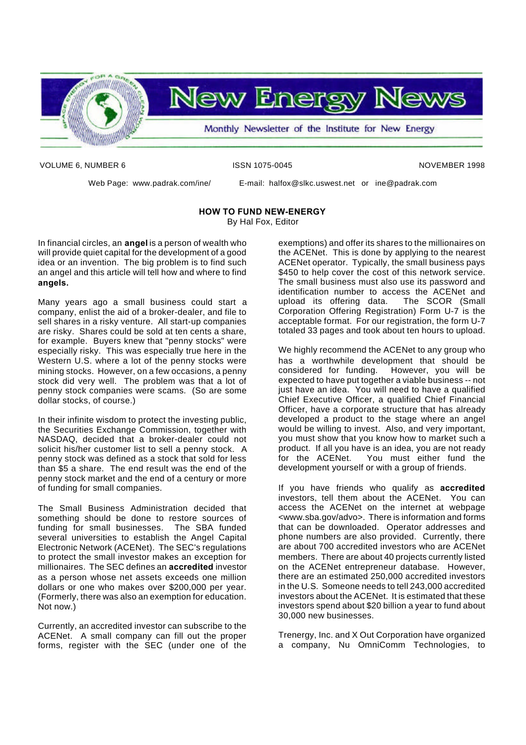# New Energy News

Monthly Newsletter of the Institute for New Energy

VOLUME 6, NUMBER 6 ISSN 1075-0045 NOVEMBER 1998

Web Page: www.padrak.com/ine/ E-mail: halfox@slkc.uswest.net or ine@padrak.com

## HOW TO FUND NEW-ENERGY

By Hal Fox, Editor

In financial circles, an **angel** is a person of wealth who will provide quiet capital for the development of a good idea or an invention. The big problem is to find such an angel and this article will tell how and where to find **angels.**

Many years ago a small business could start a company, enlist the aid of a broker-dealer, and file to sell shares in a risky venture. All start-up companies are risky. Shares could be sold at ten cents a share, for example. Buyers knew that "penny stocks" were especially risky. This was especially true here in the Western U.S. where a lot of the penny stocks were mining stocks. However, on a few occasions, a penny stock did very well. The problem was that a lot of penny stock companies were scams. (So are some dollar stocks, of course.)

In their infinite wisdom to protect the investing public, the Securities Exchange Commission, together with NASDAQ, decided that a broker-dealer could not solicit his/her customer list to sell a penny stock. A penny stock was defined as a stock that sold for less than $5 a share. The end result was the end of the penny stock market and the end of a century or more of funding for small companies.

The Small Business Administration decided that something should be done to restore sources of funding for small businesses. The SBA funded several universities to establish the Angel Capital Electronic Network (ACENet). The SEC's regulations to protect the small investor makes an exception for millionaires. The SEC defines an **accredited** investor as a person whose net assets exceeds one million dollars or one who makes over $200,000 per year. (Formerly, there was also an exemption for education. Not now.)

Currently, an accredited investor can subscribe to the ACENet. A small company can fill out the proper forms, register with the SEC (under one of the exemptions) and offer its shares to the millionaires on the ACENet. This is done by applying to the nearest ACENet operator. Typically, the small business pays $450 to help cover the cost of this network service. The small business must also use its password and identification number to access the ACENet and upload its offering data. The SCOR (Small Corporation Offering Registration) Form U-7 is the acceptable format. For our registration, the form U-7 totaled 33 pages and took about ten hours to upload.

We highly recommend the ACENet to any group who has a worthwhile development that should be considered for funding. However, you will be expected to have put together a viable business -- not just have an idea. You will need to have a qualified Chief Executive Officer, a qualified Chief Financial Officer, have a corporate structure that has already developed a product to the stage where an angel would be willing to invest. Also, and very important, you must show that you know how to market such a product. If all you have is an idea, you are not ready for the ACENet. You must either fund the development yourself or with a group of friends.

If you have friends who qualify as **accredited** investors, tell them about the ACENet. You can access the ACENet on the internet at webpage <www.sba.gov/advo>. There is information and forms that can be downloaded. Operator addresses and phone numbers are also provided. Currently, there are about 700 accredited investors who are ACENet members. There are about 40 projects currently listed on the ACENet entrepreneur database. However, there are an estimated 250,000 accredited investors in the U.S. Someone needs to tell 243,000 accredited investors about the ACENet. It is estimated that these investors spend about $20 billion a year to fund about 30,000 new businesses.

Trenergy, Inc. and X Out Corporation have organized a company, Nu OmniComm Technologies, to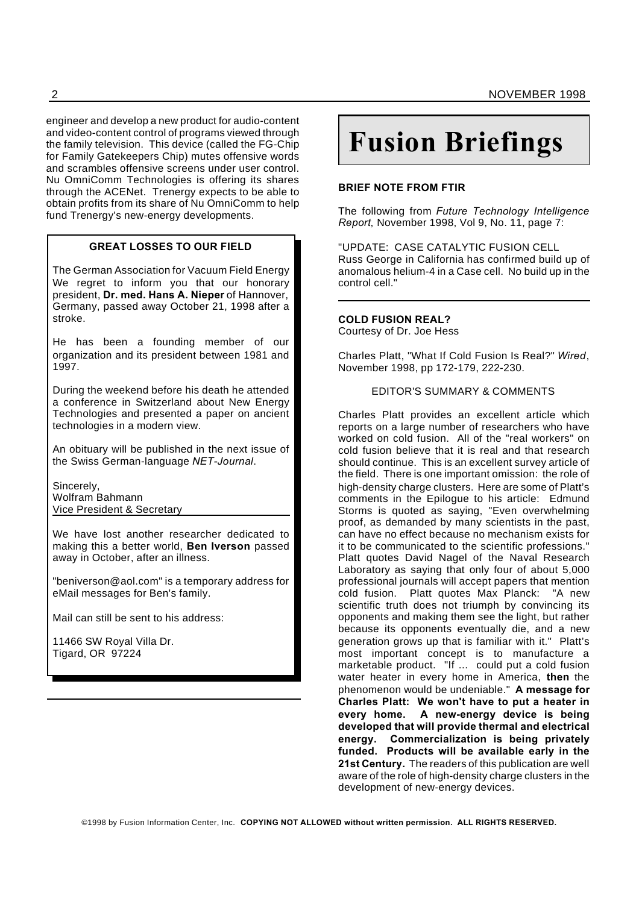engineer and develop a new product for audio-content and video-content control of programs viewed through the family television. This device (called the FG-Chip for Family Gatekeepers Chip) mutes offensive words and scrambles offensive screens under user control. Nu OmniComm Technologies is offering its shares through the ACENet. Trenergy expects to be able to obtain profits from its share of Nu OmniComm to help fund Trenergy's new-energy developments.

### GREAT LOSSES TO OUR FIELD

The German Association for Vacuum Field Energy We regret to inform you that our honorary president, **Dr. med. Hans A. Nieper** of Hannover, Germany, passed away October 21, 1998 after a stroke.

He has been a founding member of our organization and its president between 1981 and 1997.

During the weekend before his death he attended a conference in Switzerland about New Energy Technologies and presented a paper on ancient technologies in a modern view.

An obituary will be published in the next issue of the Swiss German-language *NET-Journal*.

Sincerely,
Wolfram Bahmann
Vice President & Secretary

We have lost another researcher dedicated to making this a better world, **Ben Iverson** passed away in October, after an illness.

"beniverson@aol.com" is a temporary address for eMail messages for Ben's family.

Mail can still be sent to his address:

11466 SW Royal Villa Dr.
Tigard, OR 97224

# Fusion Briefings

### BRIEF NOTE FROM FTIR

The following from *Future Technology Intelligence Report*, November 1998, Vol 9, No. 11, page 7:

"UPDATE: CASE CATALYTIC FUSION CELL
Russ George in California has confirmed build up of anomalous helium-4 in a Case cell. No build up in the control cell."

### COLD FUSION REAL?

Courtesy of Dr. Joe Hess

Charles Platt, "What If Cold Fusion Is Real?" *Wired*, November 1998, pp 172-179, 222-230.

EDITOR'S SUMMARY & COMMENTS

Charles Platt provides an excellent article which reports on a large number of researchers who have worked on cold fusion. All of the "real workers" on cold fusion believe that it is real and that research should continue. This is an excellent survey article of the field. There is one important omission: the role of high-density charge clusters. Here are some of Platt's comments in the Epilogue to his article: Edmund Storms is quoted as saying, "Even overwhelming proof, as demanded by many scientists in the past, can have no effect because no mechanism exists for it to be communicated to the scientific professions." Platt quotes David Nagel of the Naval Research Laboratory as saying that only four of about 5,000 professional journals will accept papers that mention cold fusion. Platt quotes Max Planck: "A new scientific truth does not triumph by convincing its opponents and making them see the light, but rather because its opponents eventually die, and a new generation grows up that is familiar with it." Platt's most important concept is to manufacture a marketable product. "If ... could put a cold fusion water heater in every home in America, **then** the phenomenon would be undeniable." **A message for Charles Platt: We won't have to put a heater in every home. A new-energy device is being developed that will provide thermal and electrical energy. Commercialization is being privately funded. Products will be available early in the 21st Century.** The readers of this publication are well aware of the role of high-density charge clusters in the development of new-energy devices.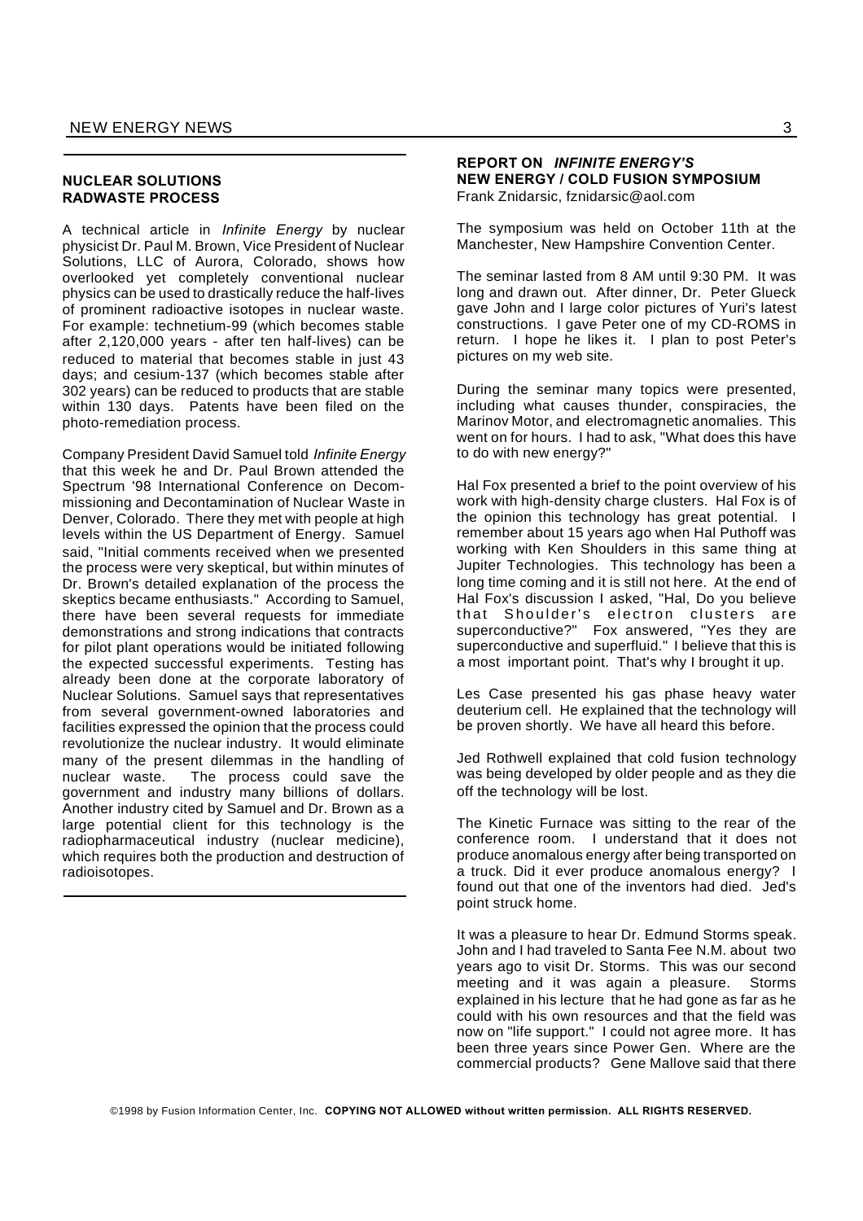## NUCLEAR SOLUTIONS RADWASTE PROCESS

A technical article in *Infinite Energy* by nuclear physicist Dr. Paul M. Brown, Vice President of Nuclear Solutions, LLC of Aurora, Colorado, shows how overlooked yet completely conventional nuclear physics can be used to drastically reduce the half-lives of prominent radioactive isotopes in nuclear waste. For example: technetium-99 (which becomes stable after 2,120,000 years - after ten half-lives) can be reduced to material that becomes stable in just 43 days; and cesium-137 (which becomes stable after 302 years) can be reduced to products that are stable within 130 days. Patents have been filed on the photo-remediation process.

Company President David Samuel told *Infinite Energy* that this week he and Dr. Paul Brown attended the Spectrum '98 International Conference on Decommissioning and Decontamination of Nuclear Waste in Denver, Colorado. There they met with people at high levels within the US Department of Energy. Samuel said, "Initial comments received when we presented the process were very skeptical, but within minutes of Dr. Brown's detailed explanation of the process the skeptics became enthusiasts." According to Samuel, there have been several requests for immediate demonstrations and strong indications that contracts for pilot plant operations would be initiated following the expected successful experiments. Testing has already been done at the corporate laboratory of Nuclear Solutions. Samuel says that representatives from several government-owned laboratories and facilities expressed the opinion that the process could revolutionize the nuclear industry. It would eliminate many of the present dilemmas in the handling of nuclear waste. The process could save the government and industry many billions of dollars. Another industry cited by Samuel and Dr. Brown as a large potential client for this technology is the radiopharmaceutical industry (nuclear medicine), which requires both the production and destruction of radioisotopes.

## REPORT ON *INFINITE ENERGY'S* NEW ENERGY / COLD FUSION SYMPOSIUM

Frank Znidarsic, fznidarsic@aol.com

The symposium was held on October 11th at the Manchester, New Hampshire Convention Center.

The seminar lasted from 8 AM until 9:30 PM. It was long and drawn out. After dinner, Dr. Peter Glueck gave John and I large color pictures of Yuri's latest constructions. I gave Peter one of my CD-ROMS in return. I hope he likes it. I plan to post Peter's pictures on my web site.

During the seminar many topics were presented, including what causes thunder, conspiracies, the Marinov Motor, and electromagnetic anomalies. This went on for hours. I had to ask, "What does this have to do with new energy?"

Hal Fox presented a brief to the point overview of his work with high-density charge clusters. Hal Fox is of the opinion this technology has great potential. I remember about 15 years ago when Hal Puthoff was working with Ken Shoulders in this same thing at Jupiter Technologies. This technology has been a long time coming and it is still not here. At the end of Hal Fox's discussion I asked, "Hal, Do you believe that Shoulder's electron clusters are superconductive?" Fox answered, "Yes they are superconductive and superfluid." I believe that this is a most important point. That's why I brought it up.

Les Case presented his gas phase heavy water deuterium cell. He explained that the technology will be proven shortly. We have all heard this before.

Jed Rothwell explained that cold fusion technology was being developed by older people and as they die off the technology will be lost.

The Kinetic Furnace was sitting to the rear of the conference room. I understand that it does not produce anomalous energy after being transported on a truck. Did it ever produce anomalous energy? I found out that one of the inventors had died. Jed's point struck home.

It was a pleasure to hear Dr. Edmund Storms speak. John and I had traveled to Santa Fee N.M. about two years ago to visit Dr. Storms. This was our second meeting and it was again a pleasure. Storms explained in his lecture that he had gone as far as he could with his own resources and that the field was now on "life support." I could not agree more. It has been three years since Power Gen. Where are the commercial products? Gene Mallove said that there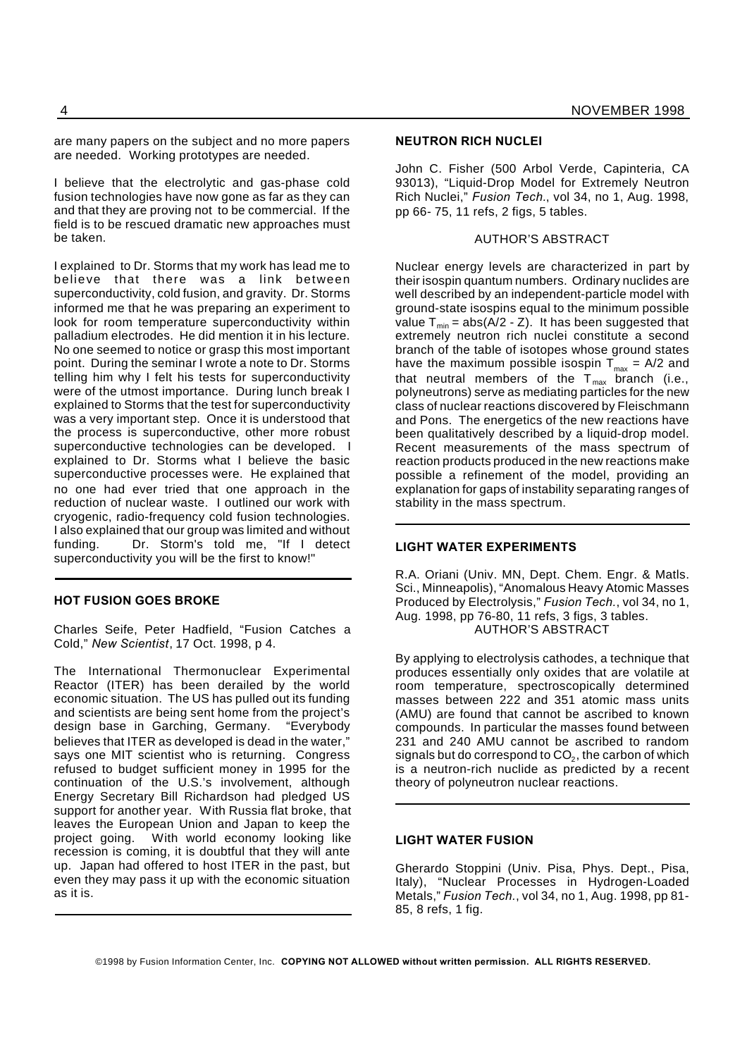are many papers on the subject and no more papers are needed. Working prototypes are needed.

I believe that the electrolytic and gas-phase cold fusion technologies have now gone as far as they can and that they are proving not to be commercial. If the field is to be rescued dramatic new approaches must be taken.

I explained to Dr. Storms that my work has lead me to believe that there was a link between superconductivity, cold fusion, and gravity. Dr. Storms informed me that he was preparing an experiment to look for room temperature superconductivity within palladium electrodes. He did mention it in his lecture. No one seemed to notice or grasp this most important point. During the seminar I wrote a note to Dr. Storms telling him why I felt his tests for superconductivity were of the utmost importance. During lunch break I explained to Storms that the test for superconductivity was a very important step. Once it is understood that the process is superconductive, other more robust superconductive technologies can be developed. I explained to Dr. Storms what I believe the basic superconductive processes were. He explained that no one had ever tried that one approach in the reduction of nuclear waste. I outlined our work with cryogenic, radio-frequency cold fusion technologies. I also explained that our group was limited and without funding. Dr. Storm's told me, "If I detect superconductivity you will be the first to know!"

---

### HOT FUSION GOES BROKE

Charles Seife, Peter Hadfield, "Fusion Catches a Cold," *New Scientist*, 17 Oct. 1998, p 4.

The International Thermonuclear Experimental Reactor (ITER) has been derailed by the world economic situation. The US has pulled out its funding and scientists are being sent home from the project's design base in Garching, Germany. "Everybody believes that ITER as developed is dead in the water," says one MIT scientist who is returning. Congress refused to budget sufficient money in 1995 for the continuation of the U.S.'s involvement, although Energy Secretary Bill Richardson had pledged US support for another year. With Russia flat broke, that leaves the European Union and Japan to keep the project going. With world economy looking like recession is coming, it is doubtful that they will ante up. Japan had offered to host ITER in the past, but even they may pass it up with the economic situation as it is.

---

### NEUTRON RICH NUCLEI

John C. Fisher (500 Arbol Verde, Capinteria, CA 93013), "Liquid-Drop Model for Extremely Neutron Rich Nuclei," *Fusion Tech.*, vol 34, no 1, Aug. 1998, pp 66- 75, 11 refs, 2 figs, 5 tables.

AUTHOR'S ABSTRACT

Nuclear energy levels are characterized in part by their isospin quantum numbers. Ordinary nuclides are well described by an independent-particle model with ground-state isospins equal to the minimum possible value $T_{min} = abs(A/2 - Z)$. It has been suggested that extremely neutron rich nuclei constitute a second branch of the table of isotopes whose ground states have the maximum possible isospin $T_{max} = A/2$ and that neutral members of the $T_{max}$ branch (i.e., polyneutrons) serve as mediating particles for the new class of nuclear reactions discovered by Fleischmann and Pons. The energetics of the new reactions have been qualitatively described by a liquid-drop model. Recent measurements of the mass spectrum of reaction products produced in the new reactions make possible a refinement of the model, providing an explanation for gaps of instability separating ranges of stability in the mass spectrum.

---

### LIGHT WATER EXPERIMENTS

R.A. Oriani (Univ. MN, Dept. Chem. Engr. & Matls. Sci., Minneapolis), "Anomalous Heavy Atomic Masses Produced by Electrolysis," *Fusion Tech.*, vol 34, no 1, Aug. 1998, pp 76-80, 11 refs, 3 figs, 3 tables.

AUTHOR'S ABSTRACT

By applying to electrolysis cathodes, a technique that produces essentially only oxides that are volatile at room temperature, spectroscopically determined masses between 222 and 351 atomic mass units (AMU) are found that cannot be ascribed to known compounds. In particular the masses found between 231 and 240 AMU cannot be ascribed to random signals but do correspond to $CO_2$, the carbon of which is a neutron-rich nuclide as predicted by a recent theory of polyneutron nuclear reactions.

---

### LIGHT WATER FUSION

Gherardo Stoppini (Univ. Pisa, Phys. Dept., Pisa, Italy), "Nuclear Processes in Hydrogen-Loaded Metals," *Fusion Tech.*, vol 34, no 1, Aug. 1998, pp 81-85, 8 refs, 1 fig.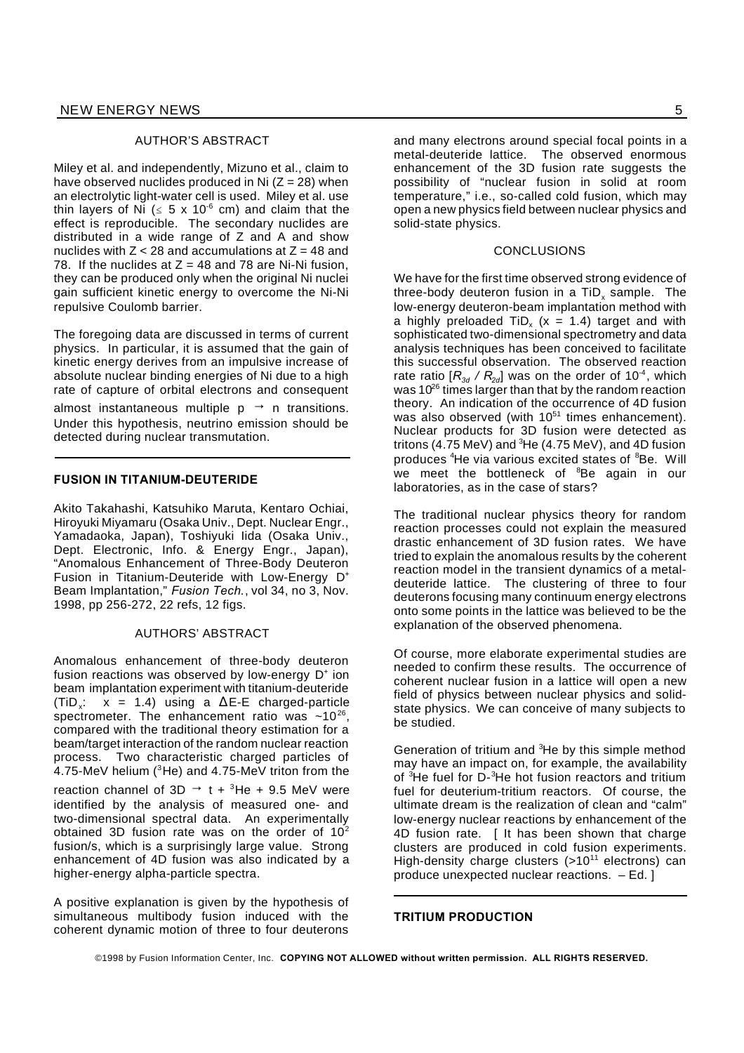AUTHOR'S ABSTRACT

Miley et al. and independently, Mizuno et al., claim to have observed nuclides produced in Ni ($Z = 28$) when an electrolytic light-water cell is used. Miley et al. use thin layers of Ni ($\leq 5 \times 10^{-6}$ cm) and claim that the effect is reproducible. The secondary nuclides are distributed in a wide range of Z and A and show nuclides with $Z < 28$ and accumulations at $Z = 48$ and 78. If the nuclides at $Z = 48$ and 78 are Ni-Ni fusion, they can be produced only when the original Ni nuclei gain sufficient kinetic energy to overcome the Ni-Ni repulsive Coulomb barrier.

The foregoing data are discussed in terms of current physics. In particular, it is assumed that the gain of kinetic energy derives from an impulsive increase of absolute nuclear binding energies of Ni due to a high rate of capture of orbital electrons and consequent almost instantaneous multiple $p \rightarrow n$ transitions. Under this hypothesis, neutrino emission should be detected during nuclear transmutation.

---

**FUSION IN TITANIUM-DEUTERIDE**

Akito Takahashi, Katsuhiko Maruta, Kentaro Ochiai, Hiroyuki Miyamaru (Osaka Univ., Dept. Nuclear Engr., Yamadaoka, Japan), Toshiyuki Iida (Osaka Univ., Dept. Electronic, Info. & Energy Engr., Japan), "Anomalous Enhancement of Three-Body Deuteron Fusion in Titanium-Deuteride with Low-Energy $D^+$ Beam Implantation," *Fusion Tech.*, vol 34, no 3, Nov. 1998, pp 256-272, 22 refs, 12 figs.

AUTHORS' ABSTRACT

Anomalous enhancement of three-body deuteron fusion reactions was observed by low-energy $D^+$ ion beam implantation experiment with titanium-deuteride ($TiD_x$: $x = 1.4$) using a $\Delta$E-E charged-particle spectrometer. The enhancement ratio was $\sim 10^{26}$, compared with the traditional theory estimation for a beam/target interaction of the random nuclear reaction process. Two characteristic charged particles of 4.75-MeV helium ($^3He$) and 4.75-MeV triton from the reaction channel of $3D \rightarrow t + {}^3He + 9.5$ MeV were identified by the analysis of measured one- and two-dimensional spectral data. An experimentally obtained 3D fusion rate was on the order of $10^2$ fusion/s, which is a surprisingly large value. Strong enhancement of 4D fusion was also indicated by a higher-energy alpha-particle spectra.

A positive explanation is given by the hypothesis of simultaneous multibody fusion induced with the coherent dynamic motion of three to four deuterons and many electrons around special focal points in a metal-deuteride lattice. The observed enormous enhancement of the 3D fusion rate suggests the possibility of "nuclear fusion in solid at room temperature," i.e., so-called cold fusion, which may open a new physics field between nuclear physics and solid-state physics.

CONCLUSIONS

We have for the first time observed strong evidence of three-body deuteron fusion in a $TiD_x$ sample. The low-energy deuteron-beam implantation method with a highly preloaded $TiD_x$ ($x = 1.4$) target and with sophisticated two-dimensional spectrometry and data analysis techniques has been conceived to facilitate this successful observation. The observed reaction rate ratio [$R_{3d} / R_{2d}$] was on the order of $10^{-4}$, which was $10^{26}$ times larger than that by the random reaction theory. An indication of the occurrence of 4D fusion was also observed (with $10^{51}$ times enhancement). Nuclear products for 3D fusion were detected as tritons (4.75 MeV) and $^3He$ (4.75 MeV), and 4D fusion produces $^4He$ via various excited states of $^8Be$. Will we meet the bottleneck of $^8Be$ again in our laboratories, as in the case of stars?

The traditional nuclear physics theory for random reaction processes could not explain the measured drastic enhancement of 3D fusion rates. We have tried to explain the anomalous results by the coherent reaction model in the transient dynamics of a metal-deuteride lattice. The clustering of three to four deuterons focusing many continuum energy electrons onto some points in the lattice was believed to be the explanation of the observed phenomena.

Of course, more elaborate experimental studies are needed to confirm these results. The occurrence of coherent nuclear fusion in a lattice will open a new field of physics between nuclear physics and solid-state physics. We can conceive of many subjects to be studied.

Generation of tritium and $^3He$ by this simple method may have an impact on, for example, the availability of $^3He$ fuel for D-$^3He$ hot fusion reactors and tritium fuel for deuterium-tritium reactors. Of course, the ultimate dream is the realization of clean and "calm" low-energy nuclear reactions by enhancement of the 4D fusion rate. [ It has been shown that charge clusters are produced in cold fusion experiments. High-density charge clusters ($>10^{11}$ electrons) can produce unexpected nuclear reactions. – Ed. ]

---

**TRITIUM PRODUCTION**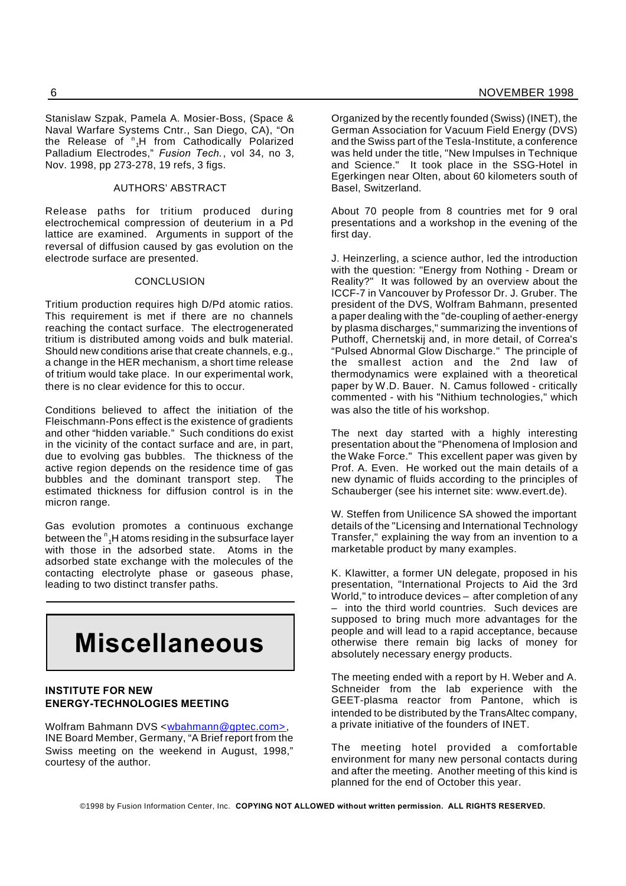Stanislaw Szpak, Pamela A. Mosier-Boss, (Space & Naval Warfare Systems Cntr., San Diego, CA), "On the Release of ${}^{n}_{1}H$ from Cathodically Polarized Palladium Electrodes," *Fusion Tech.*, vol 34, no 3, Nov. 1998, pp 273-278, 19 refs, 3 figs.

AUTHORS' ABSTRACT

Release paths for tritium produced during electrochemical compression of deuterium in a Pd lattice are examined. Arguments in support of the reversal of diffusion caused by gas evolution on the electrode surface are presented.

CONCLUSION

Tritium production requires high D/Pd atomic ratios. This requirement is met if there are no channels reaching the contact surface. The electrogenerated tritium is distributed among voids and bulk material. Should new conditions arise that create channels, e.g., a change in the HER mechanism, a short time release of tritium would take place. In our experimental work, there is no clear evidence for this to occur.

Conditions believed to affect the initiation of the Fleischmann-Pons effect is the existence of gradients and other "hidden variable." Such conditions do exist in the vicinity of the contact surface and are, in part, due to evolving gas bubbles. The thickness of the active region depends on the residence time of gas bubbles and the dominant transport step. The estimated thickness for diffusion control is in the micron range.

Gas evolution promotes a continuous exchange between the ${}^{n}_{1}H$ atoms residing in the subsurface layer with those in the adsorbed state. Atoms in the adsorbed state exchange with the molecules of the contacting electrolyte phase or gaseous phase, leading to two distinct transfer paths.

# Miscellaneous

### INSTITUTE FOR NEW ENERGY-TECHNOLOGIES MEETING

Wolfram Bahmann DVS <wbahmann@gptec.com>, INE Board Member, Germany, "A Brief report from the Swiss meeting on the weekend in August, 1998," courtesy of the author.

Organized by the recently founded (Swiss) (INET), the German Association for Vacuum Field Energy (DVS) and the Swiss part of the Tesla-Institute, a conference was held under the title, "New Impulses in Technique and Science." It took place in the SSG-Hotel in Egerkingen near Olten, about 60 kilometers south of Basel, Switzerland.

About 70 people from 8 countries met for 9 oral presentations and a workshop in the evening of the first day.

J. Heinzerling, a science author, led the introduction with the question: "Energy from Nothing - Dream or Reality?" It was followed by an overview about the ICCF-7 in Vancouver by Professor Dr. J. Gruber. The president of the DVS, Wolfram Bahmann, presented a paper dealing with the "de-coupling of aether-energy by plasma discharges," summarizing the inventions of Puthoff, Chernetskij and, in more detail, of Correa's "Pulsed Abnormal Glow Discharge." The principle of the smallest action and the 2nd law of thermodynamics were explained with a theoretical paper by W.D. Bauer. N. Camus followed - critically commented - with his "Nithium technologies," which was also the title of his workshop.

The next day started with a highly interesting presentation about the "Phenomena of Implosion and the Wake Force." This excellent paper was given by Prof. A. Even. He worked out the main details of a new dynamic of fluids according to the principles of Schauberger (see his internet site: www.evert.de).

W. Steffen from Unilicence SA showed the important details of the "Licensing and International Technology Transfer," explaining the way from an invention to a marketable product by many examples.

K. Klawitter, a former UN delegate, proposed in his presentation, "International Projects to Aid the 3rd World," to introduce devices – after completion of any – into the third world countries. Such devices are supposed to bring much more advantages for the people and will lead to a rapid acceptance, because otherwise there remain big lacks of money for absolutely necessary energy products.

The meeting ended with a report by H. Weber and A. Schneider from the lab experience with the GEET-plasma reactor from Pantone, which is intended to be distributed by the TransAltec company, a private initiative of the founders of INET.

The meeting hotel provided a comfortable environment for many new personal contacts during and after the meeting. Another meeting of this kind is planned for the end of October this year.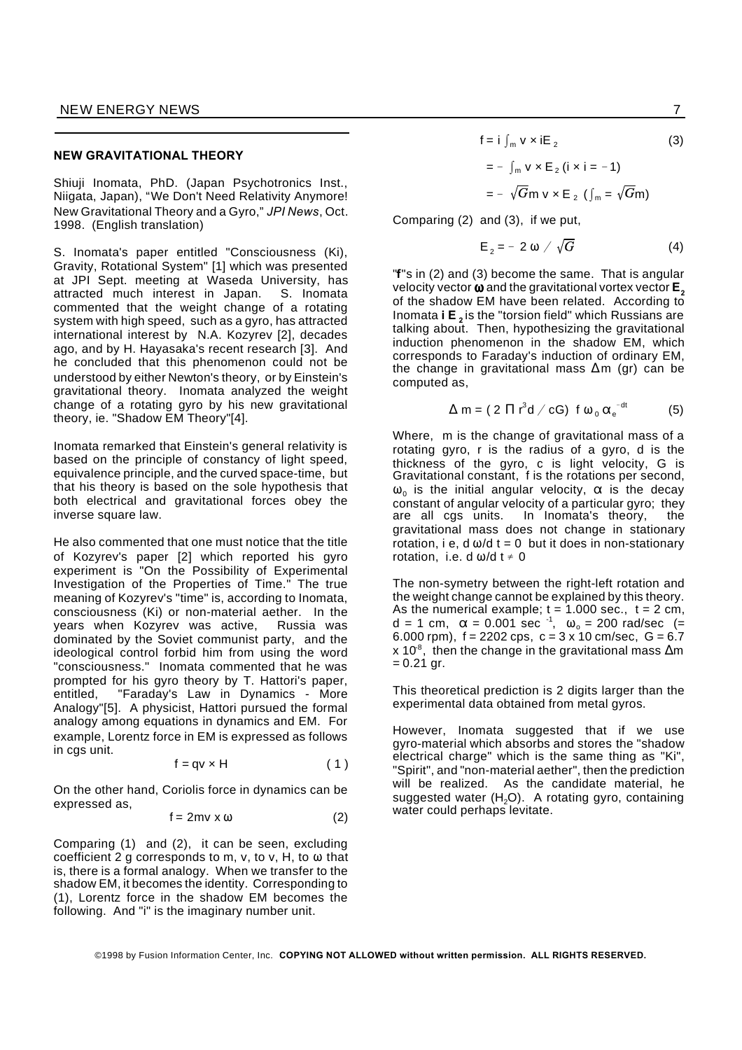## NEW GRAVITATIONAL THEORY

Shiuji Inomata, PhD. (Japan Psychotronics Inst., Niigata, Japan), "We Don't Need Relativity Anymore! New Gravitational Theory and a Gyro," *JPI News*, Oct. 1998. (English translation)

S. Inomata's paper entitled "Consciousness (Ki), Gravity, Rotational System" [1] which was presented at JPI Sept. meeting at Waseda University, has attracted much interest in Japan. S. Inomata commented that the weight change of a rotating system with high speed, such as a gyro, has attracted international interest by N.A. Kozyrev [2], decades ago, and by H. Hayasaka's recent research [3]. And he concluded that this phenomenon could not be understood by either Newton's theory, or by Einstein's gravitational theory. Inomata analyzed the weight change of a rotating gyro by his new gravitational theory, ie. "Shadow EM Theory"[4].

Inomata remarked that Einstein's general relativity is based on the principle of constancy of light speed, equivalence principle, and the curved space-time, but that his theory is based on the sole hypothesis that both electrical and gravitational forces obey the inverse square law.

He also commented that one must notice that the title of Kozyrev's paper [2] which reported his gyro experiment is "On the Possibility of Experimental Investigation of the Properties of Time." The true meaning of Kozyrev's "time" is, according to Inomata, consciousness (Ki) or non-material aether. In the years when Kozyrev was active, Russia was dominated by the Soviet communist party, and the ideological control forbid him from using the word "consciousness." Inomata commented that he was prompted for his gyro theory by T. Hattori's paper, entitled, "Faraday's Law in Dynamics - More Analogy"[5]. A physicist, Hattori pursued the formal analogy among equations in dynamics and EM. For example, Lorentz force in EM is expressed as follows in cgs unit.

$$f = qv \times H \qquad (1)$$

On the other hand, Coriolis force in dynamics can be expressed as,

$$f = 2mv \times \omega \qquad (2)$$

Comparing (1) and (2), it can be seen, excluding coefficient 2 g corresponds to m, v, to v, H, to ω that is, there is a formal analogy. When we transfer to the shadow EM, it becomes the identity. Corresponding to (1), Lorentz force in the shadow EM becomes the following. And "i" is the imaginary number unit.

$$f = i \int_m v \times iE_2 \qquad (3)$$

$$= - \int_m v \times E_2 \; (i \times i = -1)$$

$$= - \sqrt{G} m \; v \times E_2 \; (\textstyle\int_m = \sqrt{G} m)$$

Comparing (2) and (3), if we put,

$$E_2 = -2\,\omega \,/\, \sqrt{G} \qquad (4)$$

"**f**"s in (2) and (3) become the same. That is angular velocity vector **ω** and the gravitational vortex vector $\mathbf{E_2}$ of the shadow EM have been related. According to Inomata $\mathbf{i\,E_2}$ is the "torsion field" which Russians are talking about. Then, hypothesizing the gravitational induction phenomenon in the shadow EM, which corresponds to Faraday's induction of ordinary EM, the change in gravitational mass Δm (gr) can be computed as,

$$\Delta m = (2\,\Pi\, r^3 d \,/\, cG)\; f\, \omega_0\, \alpha_e^{-dt} \qquad (5)$$

Where, m is the change of gravitational mass of a rotating gyro, r is the radius of a gyro, d is the thickness of the gyro, c is light velocity, G is Gravitational constant, f is the rotations per second, $\omega_0$ is the initial angular velocity, α is the decay constant of angular velocity of a particular gyro; they are all cgs units. In Inomata's theory, the gravitational mass does not change in stationary rotation, i e, $d\omega/dt = 0$ but it does in non-stationary rotation, i.e. $d\omega/dt \neq 0$

The non-symetry between the right-left rotation and the weight change cannot be explained by this theory. As the numerical example; t = 1.000 sec., t = 2 cm, d = 1 cm, $\alpha = 0.001\ \text{sec}^{-1}$, $\omega_0 = 200$ rad/sec (= 6.000 rpm), f = 2202 cps, c = 3 x 10 cm/sec, G = 6.7 x $10^{-8}$, then the change in the gravitational mass Δm = 0.21 gr.

This theoretical prediction is 2 digits larger than the experimental data obtained from metal gyros.

However, Inomata suggested that if we use gyro-material which absorbs and stores the "shadow electrical charge" which is the same thing as "Ki", "Spirit", and "non-material aether", then the prediction will be realized. As the candidate material, he suggested water ($H_2O$). A rotating gyro, containing water could perhaps levitate.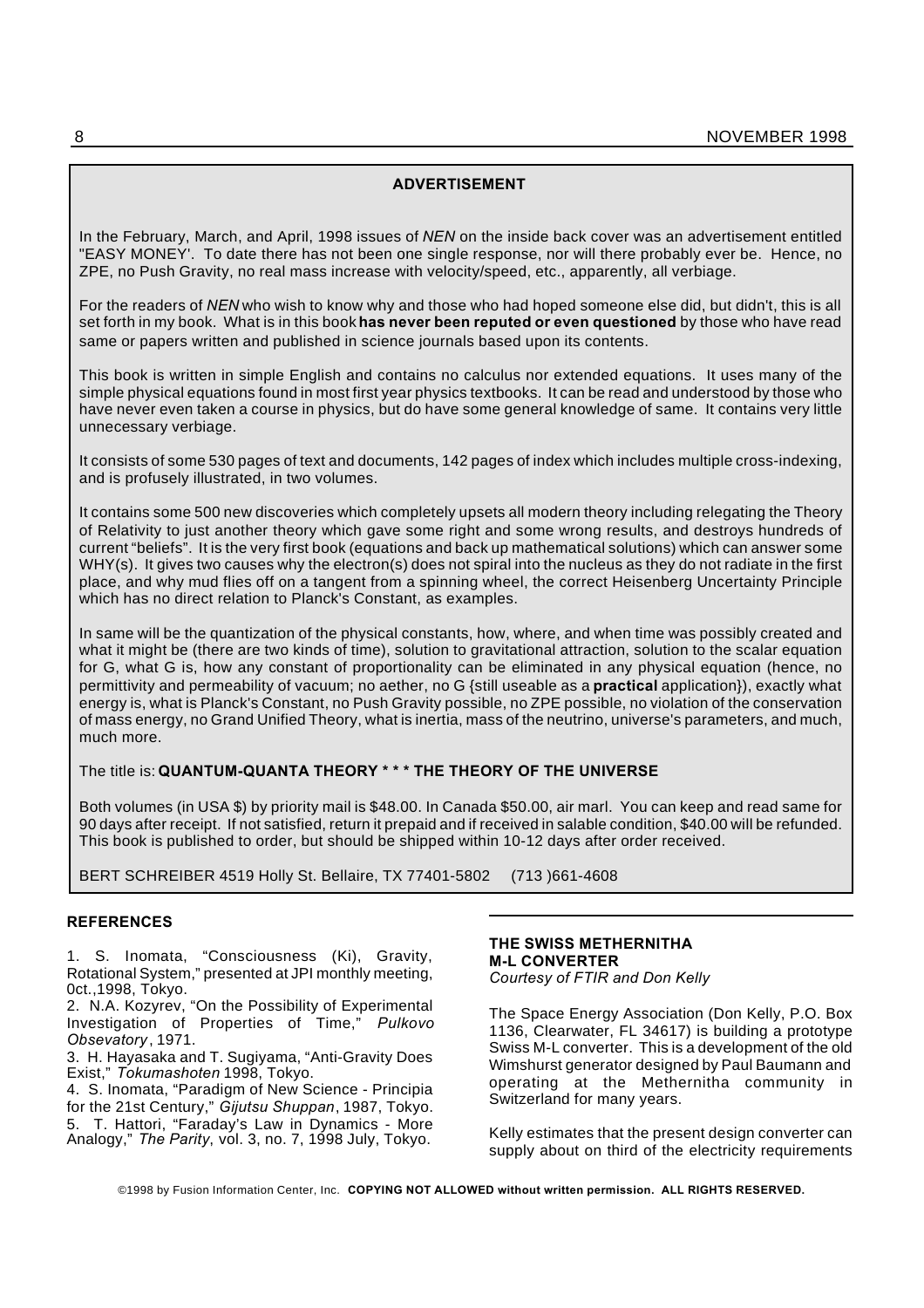## ADVERTISEMENT

In the February, March, and April, 1998 issues of *NEN* on the inside back cover was an advertisement entitled "EASY MONEY'. To date there has not been one single response, nor will there probably ever be. Hence, no ZPE, no Push Gravity, no real mass increase with velocity/speed, etc., apparently, all verbiage.

For the readers of *NEN* who wish to know why and those who had hoped someone else did, but didn't, this is all set forth in my book. What is in this book **has never been reputed or even questioned** by those who have read same or papers written and published in science journals based upon its contents.

This book is written in simple English and contains no calculus nor extended equations. It uses many of the simple physical equations found in most first year physics textbooks. It can be read and understood by those who have never even taken a course in physics, but do have some general knowledge of same. It contains very little unnecessary verbiage.

It consists of some 530 pages of text and documents, 142 pages of index which includes multiple cross-indexing, and is profusely illustrated, in two volumes.

It contains some 500 new discoveries which completely upsets all modern theory including relegating the Theory of Relativity to just another theory which gave some right and some wrong results, and destroys hundreds of current "beliefs". It is the very first book (equations and back up mathematical solutions) which can answer some WHY(s). It gives two causes why the electron(s) does not spiral into the nucleus as they do not radiate in the first place, and why mud flies off on a tangent from a spinning wheel, the correct Heisenberg Uncertainty Principle which has no direct relation to Planck's Constant, as examples.

In same will be the quantization of the physical constants, how, where, and when time was possibly created and what it might be (there are two kinds of time), solution to gravitational attraction, solution to the scalar equation for G, what G is, how any constant of proportionality can be eliminated in any physical equation (hence, no permittivity and permeability of vacuum; no aether, no G {still useable as a **practical** application}), exactly what energy is, what is Planck's Constant, no Push Gravity possible, no ZPE possible, no violation of the conservation of mass energy, no Grand Unified Theory, what is inertia, mass of the neutrino, universe's parameters, and much, much more.

The title is: **QUANTUM-QUANTA THEORY * * * THE THEORY OF THE UNIVERSE**

Both volumes (in USA $) by priority mail is $48.00. In Canada $50.00, air marl. You can keep and read same for 90 days after receipt. If not satisfied, return it prepaid and if received in salable condition, $40.00 will be refunded. This book is published to order, but should be shipped within 10-12 days after order received.

BERT SCHREIBER 4519 Holly St. Bellaire, TX 77401-5802 (713 )661-4608

### REFERENCES

1. S. Inomata, "Consciousness (Ki), Gravity, Rotational System," presented at JPI monthly meeting, 0ct.,1998, Tokyo.
2. N.A. Kozyrev, "On the Possibility of Experimental Investigation of Properties of Time," *Pulkovo Obsevatory*, 1971.
3. H. Hayasaka and T. Sugiyama, "Anti-Gravity Does Exist," *Tokumashoten* 1998, Tokyo.
4. S. Inomata, "Paradigm of New Science - Principia for the 21st Century," *Gijutsu Shuppan*, 1987, Tokyo.
5. T. Hattori, "Faraday's Law in Dynamics - More Analogy," *The Parity*, vol. 3, no. 7, 1998 July, Tokyo.

### THE SWISS METHERNITHA M-L CONVERTER

*Courtesy of FTIR and Don Kelly*

The Space Energy Association (Don Kelly, P.O. Box 1136, Clearwater, FL 34617) is building a prototype Swiss M-L converter. This is a development of the old Wimshurst generator designed by Paul Baumann and operating at the Methernitha community in Switzerland for many years.

Kelly estimates that the present design converter can supply about on third of the electricity requirements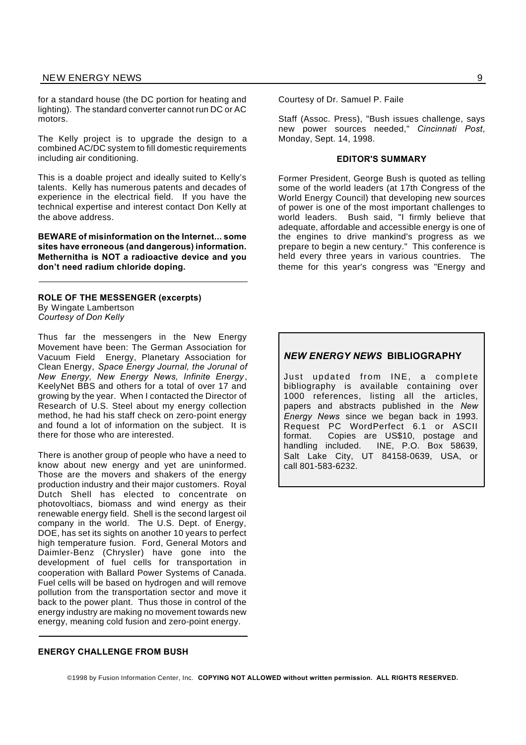for a standard house (the DC portion for heating and lighting). The standard converter cannot run DC or AC motors.

The Kelly project is to upgrade the design to a combined AC/DC system to fill domestic requirements including air conditioning.

This is a doable project and ideally suited to Kelly's talents. Kelly has numerous patents and decades of experience in the electrical field. If you have the technical expertise and interest contact Don Kelly at the above address.

**BEWARE of misinformation on the Internet... some sites have erroneous (and dangerous) information. Methernitha is NOT a radioactive device and you don't need radium chloride doping.**

---

### ROLE OF THE MESSENGER (excerpts)

By Wingate Lambertson
*Courtesy of Don Kelly*

Thus far the messengers in the New Energy Movement have been: The German Association for Vacuum Field Energy, Planetary Association for Clean Energy, *Space Energy Journal, the Jorunal of New Energy, New Energy News, Infinite Energy*, KeelyNet BBS and others for a total of over 17 and growing by the year. When I contacted the Director of Research of U.S. Steel about my energy collection method, he had his staff check on zero-point energy and found a lot of information on the subject. It is there for those who are interested.

There is another group of people who have a need to know about new energy and yet are uninformed. Those are the movers and shakers of the energy production industry and their major customers. Royal Dutch Shell has elected to concentrate on photovoltiacs, biomass and wind energy as their renewable energy field. Shell is the second largest oil company in the world. The U.S. Dept. of Energy, DOE, has set its sights on another 10 years to perfect high temperature fusion. Ford, General Motors and Daimler-Benz (Chrysler) have gone into the development of fuel cells for transportation in cooperation with Ballard Power Systems of Canada. Fuel cells will be based on hydrogen and will remove pollution from the transportation sector and move it back to the power plant. Thus those in control of the energy industry are making no movement towards new energy, meaning cold fusion and zero-point energy.

---

### ENERGY CHALLENGE FROM BUSH

Courtesy of Dr. Samuel P. Faile

Staff (Assoc. Press), "Bush issues challenge, says new power sources needed," *Cincinnati Post*, Monday, Sept. 14, 1998.

#### EDITOR'S SUMMARY

Former President, George Bush is quoted as telling some of the world leaders (at 17th Congress of the World Energy Council) that developing new sources of power is one of the most important challenges to world leaders. Bush said, "I firmly believe that adequate, affordable and accessible energy is one of the engines to drive mankind's progress as we prepare to begin a new century." This conference is held every three years in various countries. The theme for this year's congress was "Energy and

---

### *NEW ENERGY NEWS* BIBLIOGRAPHY

Just updated from INE, a complete bibliography is available containing over 1000 references, listing all the articles, papers and abstracts published in the *New Energy News* since we began back in 1993. Request PC WordPerfect 6.1 or ASCII format. Copies are US$10, postage and handling included. INE, P.O. Box 58639, Salt Lake City, UT 84158-0639, USA, or call 801-583-6232.

©1998 by Fusion Information Center, Inc. **COPYING NOT ALLOWED without written permission. ALL RIGHTS RESERVED.**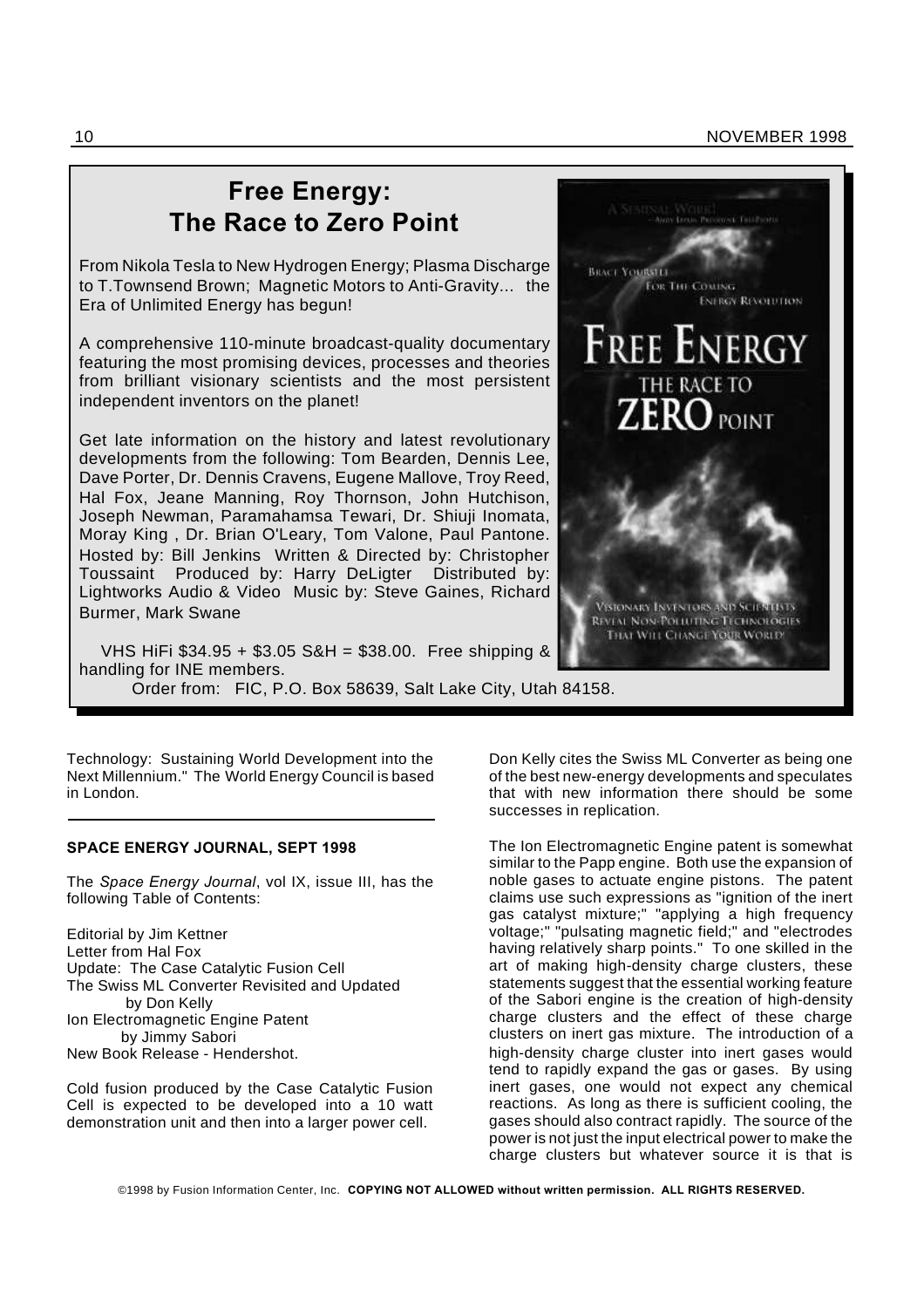## Free Energy: The Race to Zero Point

From Nikola Tesla to New Hydrogen Energy; Plasma Discharge to T.Townsend Brown; Magnetic Motors to Anti-Gravity... the Era of Unlimited Energy has begun!

A comprehensive 110-minute broadcast-quality documentary featuring the most promising devices, processes and theories from brilliant visionary scientists and the most persistent independent inventors on the planet!

Get late information on the history and latest revolutionary developments from the following: Tom Bearden, Dennis Lee, Dave Porter, Dr. Dennis Cravens, Eugene Mallove, Troy Reed, Hal Fox, Jeane Manning, Roy Thornson, John Hutchison, Joseph Newman, Paramahamsa Tewari, Dr. Shiuji Inomata, Moray King , Dr. Brian O'Leary, Tom Valone, Paul Pantone. Hosted by: Bill Jenkins Written & Directed by: Christopher Toussaint Produced by: Harry DeLigter Distributed by: Lightworks Audio & Video Music by: Steve Gaines, Richard Burmer, Mark Swane

VHS HiFi $34.95 + $3.05 S&H = $38.00. Free shipping & handling for INE members.

Order from: FIC, P.O. Box 58639, Salt Lake City, Utah 84158.

Technology: Sustaining World Development into the Next Millennium." The World Energy Council is based in London.

---

**SPACE ENERGY JOURNAL, SEPT 1998**

The *Space Energy Journal*, vol IX, issue III, has the following Table of Contents:

Editorial by Jim Kettner
Letter from Hal Fox
Update: The Case Catalytic Fusion Cell
The Swiss ML Converter Revisited and Updated
by Don Kelly
Ion Electromagnetic Engine Patent
by Jimmy Sabori
New Book Release - Hendershot.

Cold fusion produced by the Case Catalytic Fusion Cell is expected to be developed into a 10 watt demonstration unit and then into a larger power cell.

Don Kelly cites the Swiss ML Converter as being one of the best new-energy developments and speculates that with new information there should be some successes in replication.

The Ion Electromagnetic Engine patent is somewhat similar to the Papp engine. Both use the expansion of noble gases to actuate engine pistons. The patent claims use such expressions as "ignition of the inert gas catalyst mixture;" "applying a high frequency voltage;" "pulsating magnetic field;" and "electrodes having relatively sharp points." To one skilled in the art of making high-density charge clusters, these statements suggest that the essential working feature of the Sabori engine is the creation of high-density charge clusters and the effect of these charge clusters on inert gas mixture. The introduction of a high-density charge cluster into inert gases would tend to rapidly expand the gas or gases. By using inert gases, one would not expect any chemical reactions. As long as there is sufficient cooling, the gases should also contract rapidly. The source of the power is not just the input electrical power to make the charge clusters but whatever source it is that is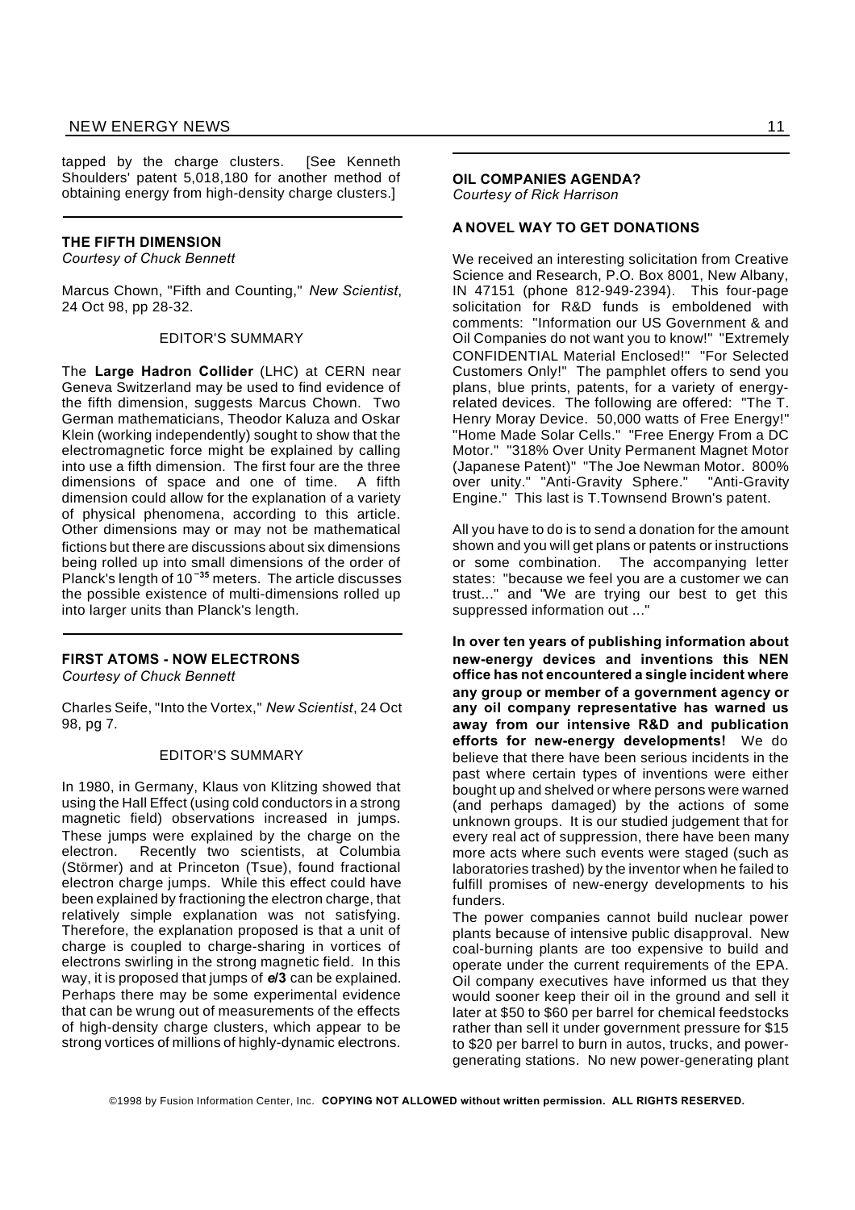tapped by the charge clusters. [See Kenneth Shoulders' patent 5,018,180 for another method of obtaining energy from high-density charge clusters.]

---

### THE FIFTH DIMENSION

*Courtesy of Chuck Bennett*

Marcus Chown, "Fifth and Counting," *New Scientist*, 24 Oct 98, pp 28-32.

EDITOR'S SUMMARY

The **Large Hadron Collider** (LHC) at CERN near Geneva Switzerland may be used to find evidence of the fifth dimension, suggests Marcus Chown. Two German mathematicians, Theodor Kaluza and Oskar Klein (working independently) sought to show that the electromagnetic force might be explained by calling into use a fifth dimension. The first four are the three dimensions of space and one of time. A fifth dimension could allow for the explanation of a variety of physical phenomena, according to this article. Other dimensions may or may not be mathematical fictions but there are discussions about six dimensions being rolled up into small dimensions of the order of Planck's length of $10^{-35}$ meters. The article discusses the possible existence of multi-dimensions rolled up into larger units than Planck's length.

---

### FIRST ATOMS - NOW ELECTRONS

*Courtesy of Chuck Bennett*

Charles Seife, "Into the Vortex," *New Scientist*, 24 Oct 98, pg 7.

EDITOR'S SUMMARY

In 1980, in Germany, Klaus von Klitzing showed that using the Hall Effect (using cold conductors in a strong magnetic field) observations increased in jumps. These jumps were explained by the charge on the electron. Recently two scientists, at Columbia (Störmer) and at Princeton (Tsue), found fractional electron charge jumps. While this effect could have been explained by fractioning the electron charge, that relatively simple explanation was not satisfying. Therefore, the explanation proposed is that a unit of charge is coupled to charge-sharing in vortices of electrons swirling in the strong magnetic field. In this way, it is proposed that jumps of ***e*/3** can be explained. Perhaps there may be some experimental evidence that can be wrung out of measurements of the effects of high-density charge clusters, which appear to be strong vortices of millions of highly-dynamic electrons.

---

### OIL COMPANIES AGENDA?

*Courtesy of Rick Harrison*

### A NOVEL WAY TO GET DONATIONS

We received an interesting solicitation from Creative Science and Research, P.O. Box 8001, New Albany, IN 47151 (phone 812-949-2394). This four-page solicitation for R&D funds is emboldened with comments: "Information our US Government & and Oil Companies do not want you to know!" "Extremely CONFIDENTIAL Material Enclosed!" "For Selected Customers Only!" The pamphlet offers to send you plans, blue prints, patents, for a variety of energy-related devices. The following are offered: "The T. Henry Moray Device. 50,000 watts of Free Energy!" "Home Made Solar Cells." "Free Energy From a DC Motor." "318% Over Unity Permanent Magnet Motor (Japanese Patent)" "The Joe Newman Motor. 800% over unity." "Anti-Gravity Sphere." "Anti-Gravity Engine." This last is T.Townsend Brown's patent.

All you have to do is to send a donation for the amount shown and you will get plans or patents or instructions or some combination. The accompanying letter states: "because we feel you are a customer we can trust..." and "We are trying our best to get this suppressed information out ..."

**In over ten years of publishing information about new-energy devices and inventions this NEN office has not encountered a single incident where any group or member of a government agency or any oil company representative has warned us away from our intensive R&D and publication efforts for new-energy developments!** We do believe that there have been serious incidents in the past where certain types of inventions were either bought up and shelved or where persons were warned (and perhaps damaged) by the actions of some unknown groups. It is our studied judgement that for every real act of suppression, there have been many more acts where such events were staged (such as laboratories trashed) by the inventor when he failed to fulfill promises of new-energy developments to his funders.

The power companies cannot build nuclear power plants because of intensive public disapproval. New coal-burning plants are too expensive to build and operate under the current requirements of the EPA. Oil company executives have informed us that they would sooner keep their oil in the ground and sell it later at $50 to $60 per barrel for chemical feedstocks rather than sell it under government pressure for $15 to $20 per barrel to burn in autos, trucks, and power-generating stations. No new power-generating plant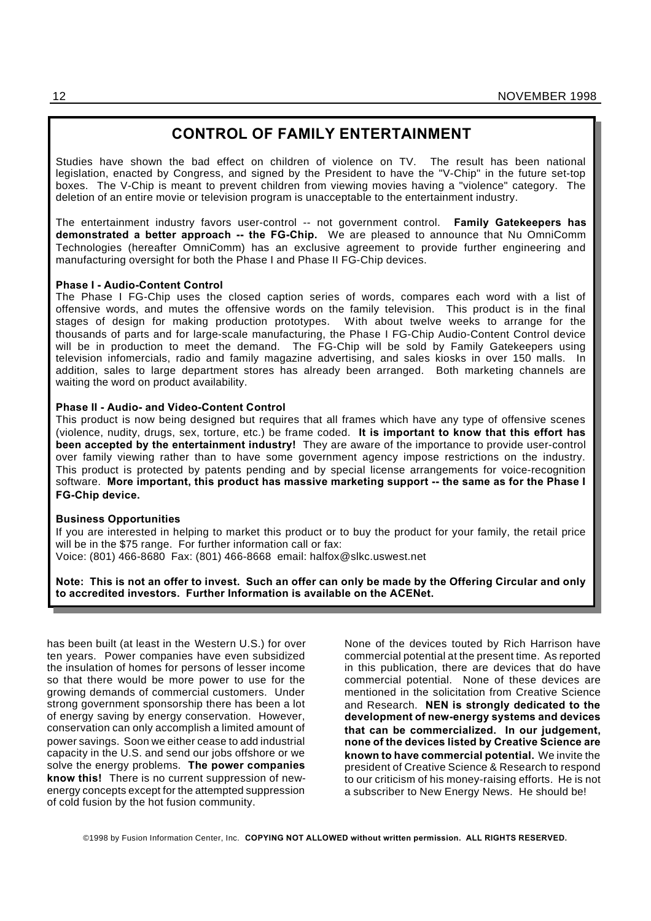## CONTROL OF FAMILY ENTERTAINMENT

Studies have shown the bad effect on children of violence on TV. The result has been national legislation, enacted by Congress, and signed by the President to have the "V-Chip" in the future set-top boxes. The V-Chip is meant to prevent children from viewing movies having a "violence" category. The deletion of an entire movie or television program is unacceptable to the entertainment industry.

The entertainment industry favors user-control -- not government control. **Family Gatekeepers has demonstrated a better approach -- the FG-Chip.** We are pleased to announce that Nu OmniComm Technologies (hereafter OmniComm) has an exclusive agreement to provide further engineering and manufacturing oversight for both the Phase I and Phase II FG-Chip devices.

**Phase I - Audio-Content Control**

The Phase I FG-Chip uses the closed caption series of words, compares each word with a list of offensive words, and mutes the offensive words on the family television. This product is in the final stages of design for making production prototypes. With about twelve weeks to arrange for the thousands of parts and for large-scale manufacturing, the Phase I FG-Chip Audio-Content Control device will be in production to meet the demand. The FG-Chip will be sold by Family Gatekeepers using television infomercials, radio and family magazine advertising, and sales kiosks in over 150 malls. In addition, sales to large department stores has already been arranged. Both marketing channels are waiting the word on product availability.

**Phase II - Audio- and Video-Content Control**

This product is now being designed but requires that all frames which have any type of offensive scenes (violence, nudity, drugs, sex, torture, etc.) be frame coded. **It is important to know that this effort has been accepted by the entertainment industry!** They are aware of the importance to provide user-control over family viewing rather than to have some government agency impose restrictions on the industry. This product is protected by patents pending and by special license arrangements for voice-recognition software. **More important, this product has massive marketing support -- the same as for the Phase I FG-Chip device.**

**Business Opportunities**

If you are interested in helping to market this product or to buy the product for your family, the retail price will be in the $75 range. For further information call or fax:
Voice: (801) 466-8680 Fax: (801) 466-8668 email: halfox@slkc.uswest.net

**Note: This is not an offer to invest. Such an offer can only be made by the Offering Circular and only to accredited investors. Further Information is available on the ACENet.**

---

has been built (at least in the Western U.S.) for over ten years. Power companies have even subsidized the insulation of homes for persons of lesser income so that there would be more power to use for the growing demands of commercial customers. Under strong government sponsorship there has been a lot of energy saving by energy conservation. However, conservation can only accomplish a limited amount of power savings. Soon we either cease to add industrial capacity in the U.S. and send our jobs offshore or we solve the energy problems. **The power companies know this!** There is no current suppression of new-energy concepts except for the attempted suppression of cold fusion by the hot fusion community.

None of the devices touted by Rich Harrison have commercial potential at the present time. As reported in this publication, there are devices that do have commercial potential. None of these devices are mentioned in the solicitation from Creative Science and Research. **NEN is strongly dedicated to the development of new-energy systems and devices that can be commercialized. In our judgement, none of the devices listed by Creative Science are known to have commercial potential.** We invite the president of Creative Science & Research to respond to our criticism of his money-raising efforts. He is not a subscriber to New Energy News. He should be!

©1998 by Fusion Information Center, Inc. **COPYING NOT ALLOWED without written permission. ALL RIGHTS RESERVED.**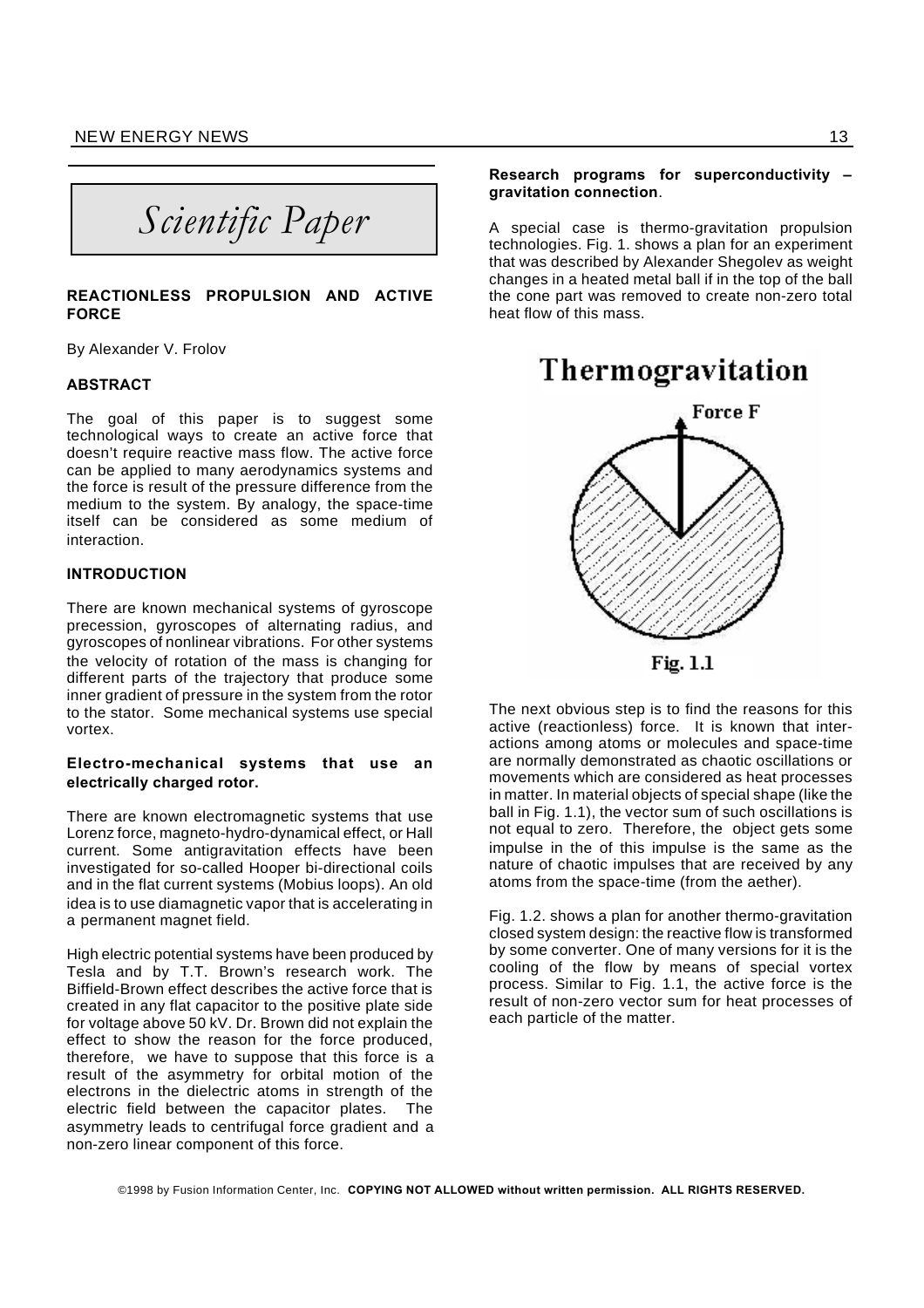*Scientific Paper*

## REACTIONLESS PROPULSION AND ACTIVE FORCE

By Alexander V. Frolov

### ABSTRACT

The goal of this paper is to suggest some technological ways to create an active force that doesn't require reactive mass flow. The active force can be applied to many aerodynamics systems and the force is result of the pressure difference from the medium to the system. By analogy, the space-time itself can be considered as some medium of interaction.

### INTRODUCTION

There are known mechanical systems of gyroscope precession, gyroscopes of alternating radius, and gyroscopes of nonlinear vibrations. For other systems the velocity of rotation of the mass is changing for different parts of the trajectory that produce some inner gradient of pressure in the system from the rotor to the stator. Some mechanical systems use special vortex.

#### Electro-mechanical systems that use an electrically charged rotor.

There are known electromagnetic systems that use Lorenz force, magneto-hydro-dynamical effect, or Hall current. Some antigravitation effects have been investigated for so-called Hooper bi-directional coils and in the flat current systems (Mobius loops). An old idea is to use diamagnetic vapor that is accelerating in a permanent magnet field.

High electric potential systems have been produced by Tesla and by T.T. Brown's research work. The Biffield-Brown effect describes the active force that is created in any flat capacitor to the positive plate side for voltage above 50 kV. Dr. Brown did not explain the effect to show the reason for the force produced, therefore, we have to suppose that this force is a result of the asymmetry for orbital motion of the electrons in the dielectric atoms in strength of the electric field between the capacitor plates. The asymmetry leads to centrifugal force gradient and a non-zero linear component of this force.

#### Research programs for superconductivity – gravitation connection.

A special case is thermo-gravitation propulsion technologies. Fig. 1. shows a plan for an experiment that was described by Alexander Shegolev as weight changes in a heated metal ball if in the top of the ball the cone part was removed to create non-zero total heat flow of this mass.

Thermogravitation

Force F

Fig. 1.1

The next obvious step is to find the reasons for this active (reactionless) force. It is known that interactions among atoms or molecules and space-time are normally demonstrated as chaotic oscillations or movements which are considered as heat processes in matter. In material objects of special shape (like the ball in Fig. 1.1), the vector sum of such oscillations is not equal to zero. Therefore, the object gets some impulse in the of this impulse is the same as the nature of chaotic impulses that are received by any atoms from the space-time (from the aether).

Fig. 1.2. shows a plan for another thermo-gravitation closed system design: the reactive flow is transformed by some converter. One of many versions for it is the cooling of the flow by means of special vortex process. Similar to Fig. 1.1, the active force is the result of non-zero vector sum for heat processes of each particle of the matter.

©1998 by Fusion Information Center, Inc. **COPYING NOT ALLOWED without written permission. ALL RIGHTS RESERVED.**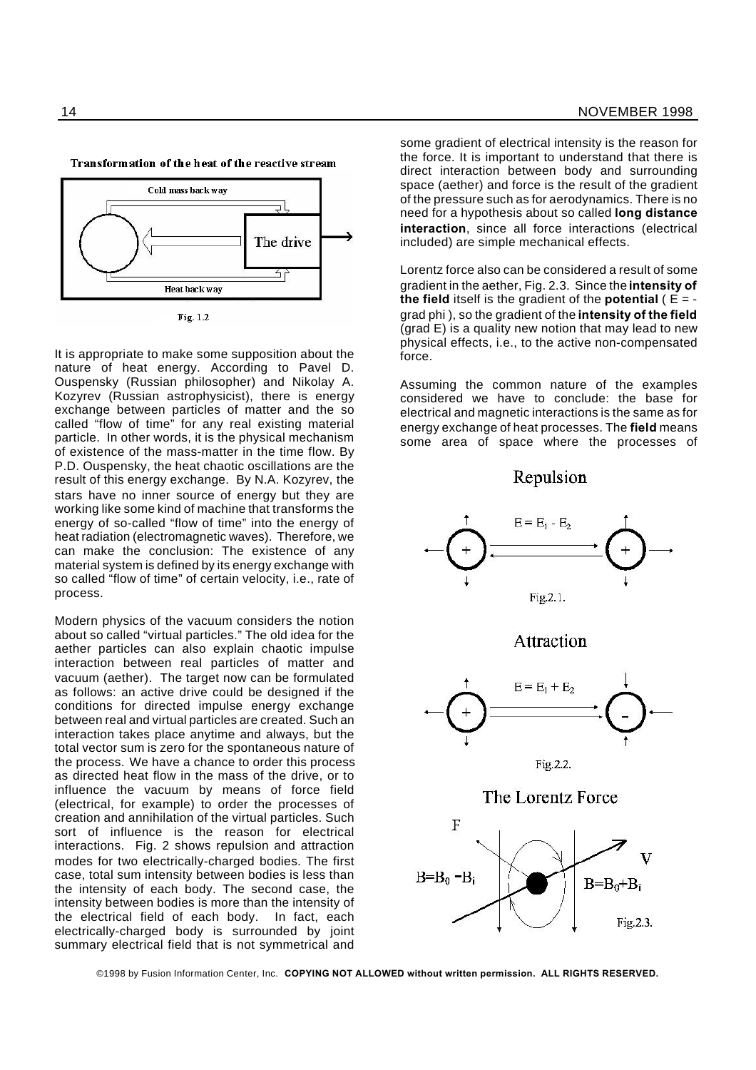**Transformation of the heat of the reactive stream**

Fig. 1.2

It is appropriate to make some supposition about the nature of heat energy. According to Pavel D. Ouspensky (Russian philosopher) and Nikolay A. Kozyrev (Russian astrophysicist), there is energy exchange between particles of matter and the so called "flow of time" for any real existing material particle. In other words, it is the physical mechanism of existence of the mass-matter in the time flow. By P.D. Ouspensky, the heat chaotic oscillations are the result of this energy exchange. By N.A. Kozyrev, the stars have no inner source of energy but they are working like some kind of machine that transforms the energy of so-called "flow of time" into the energy of heat radiation (electromagnetic waves). Therefore, we can make the conclusion: The existence of any material system is defined by its energy exchange with so called "flow of time" of certain velocity, i.e., rate of process.

Modern physics of the vacuum considers the notion about so called "virtual particles." The old idea for the aether particles can also explain chaotic impulse interaction between real particles of matter and vacuum (aether). The target now can be formulated as follows: an active drive could be designed if the conditions for directed impulse energy exchange between real and virtual particles are created. Such an interaction takes place anytime and always, but the total vector sum is zero for the spontaneous nature of the process. We have a chance to order this process as directed heat flow in the mass of the drive, or to influence the vacuum by means of force field (electrical, for example) to order the processes of creation and annihilation of the virtual particles. Such sort of influence is the reason for electrical interactions. Fig. 2 shows repulsion and attraction modes for two electrically-charged bodies. The first case, total sum intensity between bodies is less than the intensity of each body. The second case, the intensity between bodies is more than the intensity of the electrical field of each body. In fact, each electrically-charged body is surrounded by joint summary electrical field that is not symmetrical and some gradient of electrical intensity is the reason for the force. It is important to understand that there is direct interaction between body and surrounding space (aether) and force is the result of the gradient of the pressure such as for aerodynamics. There is no need for a hypothesis about so called **long distance interaction**, since all force interactions (electrical included) are simple mechanical effects.

Lorentz force also can be considered a result of some gradient in the aether, Fig. 2.3. Since the **intensity of the field** itself is the gradient of the **potential** ( $E = -\text{grad}\,\phi$ ), so the gradient of the **intensity of the field** (grad E) is a quality new notion that may lead to new physical effects, i.e., to the active non-compensated force.

Assuming the common nature of the examples considered we have to conclude: the base for electrical and magnetic interactions is the same as for energy exchange of heat processes. The **field** means some area of space where the processes of

**Repulsion**

$E = E_1 - E_2$

Fig.2.1.

**Attraction**

$E = E_1 + E_2$

Fig.2.2.

**The Lorentz Force**

$B = B_0 - B_i$ $\quad$ $B = B_0 + B_i$

Fig.2.3.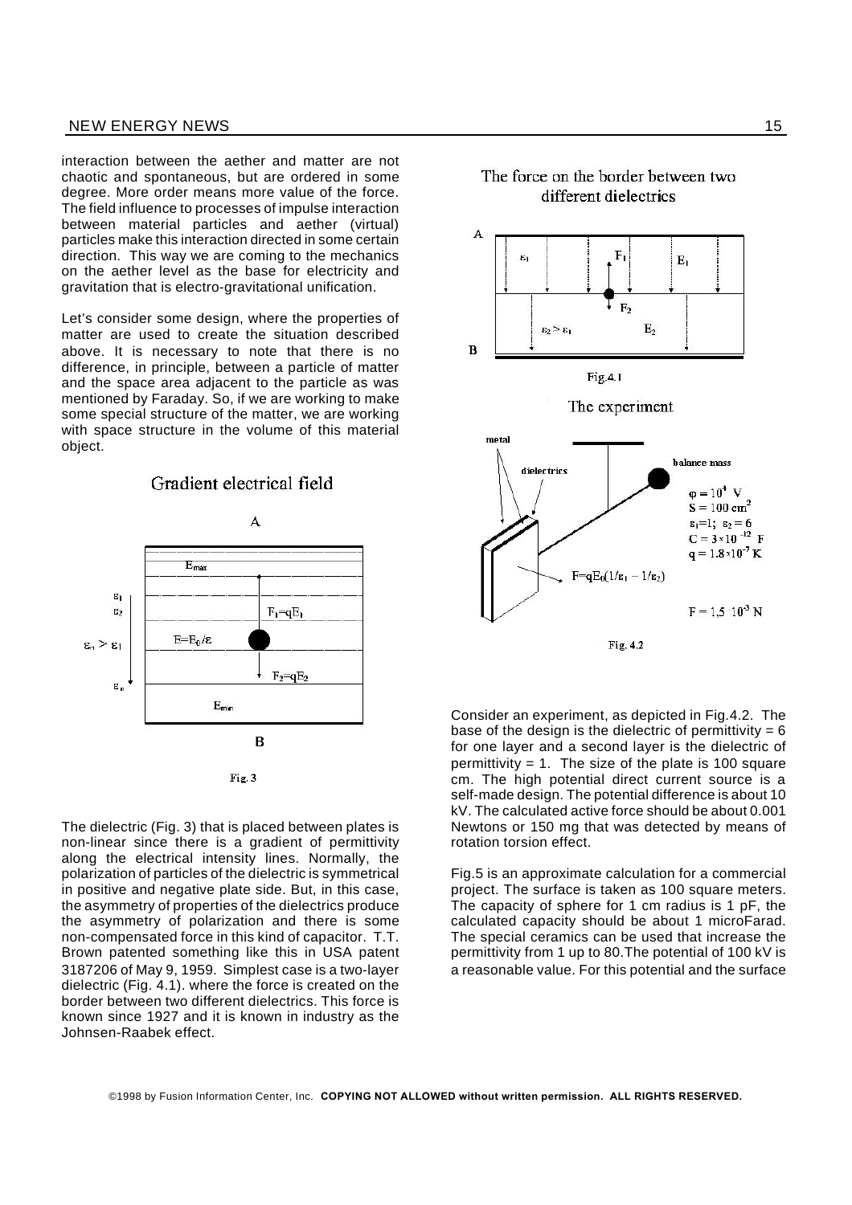interaction between the aether and matter are not chaotic and spontaneous, but are ordered in some degree. More order means more value of the force. The field influence to processes of impulse interaction between material particles and aether (virtual) particles make this interaction directed in some certain direction. This way we are coming to the mechanics on the aether level as the base for electricity and gravitation that is electro-gravitational unification.

Let's consider some design, where the properties of matter are used to create the situation described above. It is necessary to note that there is no difference, in principle, between a particle of matter and the space area adjacent to the particle as was mentioned by Faraday. So, if we are working to make some special structure of the matter, we are working with space structure in the volume of this material object.

Gradient electrical field

Fig. 3

The dielectric (Fig. 3) that is placed between plates is non-linear since there is a gradient of permittivity along the electrical intensity lines. Normally, the polarization of particles of the dielectric is symmetrical in positive and negative plate side. But, in this case, the asymmetry of properties of the dielectrics produce the asymmetry of polarization and there is some non-compensated force in this kind of capacitor. T.T. Brown patented something like this in USA patent 3187206 of May 9, 1959. Simplest case is a two-layer dielectric (Fig. 4.1). where the force is created on the border between two different dielectrics. This force is known since 1927 and it is known in industry as the Johnsen-Raabek effect.

The force on the border between two different dielectrics

Fig.4.1

The experiment

Fig. 4.2

Consider an experiment, as depicted in Fig.4.2. The base of the design is the dielectric of permittivity = 6 for one layer and a second layer is the dielectric of permittivity = 1. The size of the plate is 100 square cm. The high potential direct current source is a self-made design. The potential difference is about 10 kV. The calculated active force should be about 0.001 Newtons or 150 mg that was detected by means of rotation torsion effect.

Fig.5 is an approximate calculation for a commercial project. The surface is taken as 100 square meters. The capacity of sphere for 1 cm radius is 1 pF, the calculated capacity should be about 1 microFarad. The special ceramics can be used that increase the permittivity from 1 up to 80.The potential of 100 kV is a reasonable value. For this potential and the surface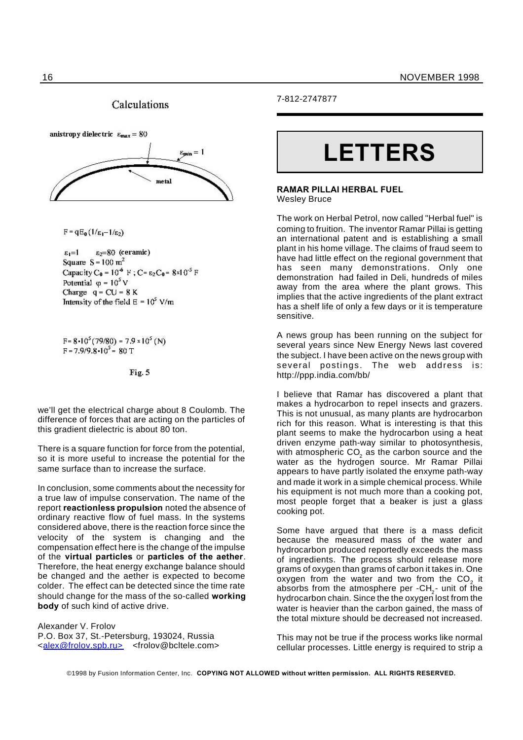## Calculations

anistropy dielectric $\varepsilon_{max} = 80$

$\varepsilon_{min} = 1$

metal

$$F = qE_0(1/\varepsilon_1 - 1/\varepsilon_2)$$

$\varepsilon_1 = 1$ $\varepsilon_2 = 80$ (ceramic)

Square $S = 100$ m$^2$

Capacity $C_0 = 10^{-6}$ F ; $C = \varepsilon_2 C_0 = 8 \times 10^{-5}$ F

Potential $\varphi = 10^5$ V

Charge $q = CU = 8$ K

Intensity of the field $E = 10^5$ V/m

$$F = 8 \cdot 10^5 (79/80) = 7.9 \times 10^5 \text{ (N)}$$

$$F = 7.9/9.8 \cdot 10^5 = 80 \text{ T}$$

Fig. 5

we'll get the electrical charge about 8 Coulomb. The difference of forces that are acting on the particles of this gradient dielectric is about 80 ton.

There is a square function for force from the potential, so it is more useful to increase the potential for the same surface than to increase the surface.

In conclusion, some comments about the necessity for a true law of impulse conservation. The name of the report **reactionless propulsion** noted the absence of ordinary reactive flow of fuel mass. In the systems considered above, there is the reaction force since the velocity of the system is changing and the compensation effect here is the change of the impulse of the **virtual particles** or **particles of the aether**. Therefore, the heat energy exchange balance should be changed and the aether is expected to become colder. The effect can be detected since the time rate should change for the mass of the so-called **working body** of such kind of active drive.

Alexander V. Frolov
P.O. Box 37, St.-Petersburg, 193024, Russia
<alex@frolov.spb.ru> <frolov@bcltele.com>
7-812-2747877

# LETTERS

### RAMAR PILLAI HERBAL FUEL

Wesley Bruce

The work on Herbal Petrol, now called "Herbal fuel" is coming to fruition. The inventor Ramar Pillai is getting an international patent and is establishing a small plant in his home village. The claims of fraud seem to have had little effect on the regional government that has seen many demonstrations. Only one demonstration had failed in Deli, hundreds of miles away from the area where the plant grows. This implies that the active ingredients of the plant extract has a shelf life of only a few days or it is temperature sensitive.

A news group has been running on the subject for several years since New Energy News last covered the subject. I have been active on the news group with several postings. The web address is: http://ppp.india.com/bb/

I believe that Ramar has discovered a plant that makes a hydrocarbon to repel insects and grazers. This is not unusual, as many plants are hydrocarbon rich for this reason. What is interesting is that this plant seems to make the hydrocarbon using a heat driven enzyme path-way similar to photosynthesis, with atmospheric $CO_2$ as the carbon source and the water as the hydrogen source. Mr Ramar Pillai appears to have partly isolated the enzyme path-way and made it work in a simple chemical process. While his equipment is not much more than a cooking pot, most people forget that a beaker is just a glass cooking pot.

Some have argued that there is a mass deficit because the measured mass of the water and hydrocarbon produced reportedly exceeds the mass of ingredients. The process should release more grams of oxygen than grams of carbon it takes in. One oxygen from the water and two from the $CO_2$ it absorbs from the atmosphere per -$CH_2$- unit of the hydrocarbon chain. Since the the oxygen lost from the water is heavier than the carbon gained, the mass of the total mixture should be decreased not increased.

This may not be true if the process works like normal cellular processes. Little energy is required to strip a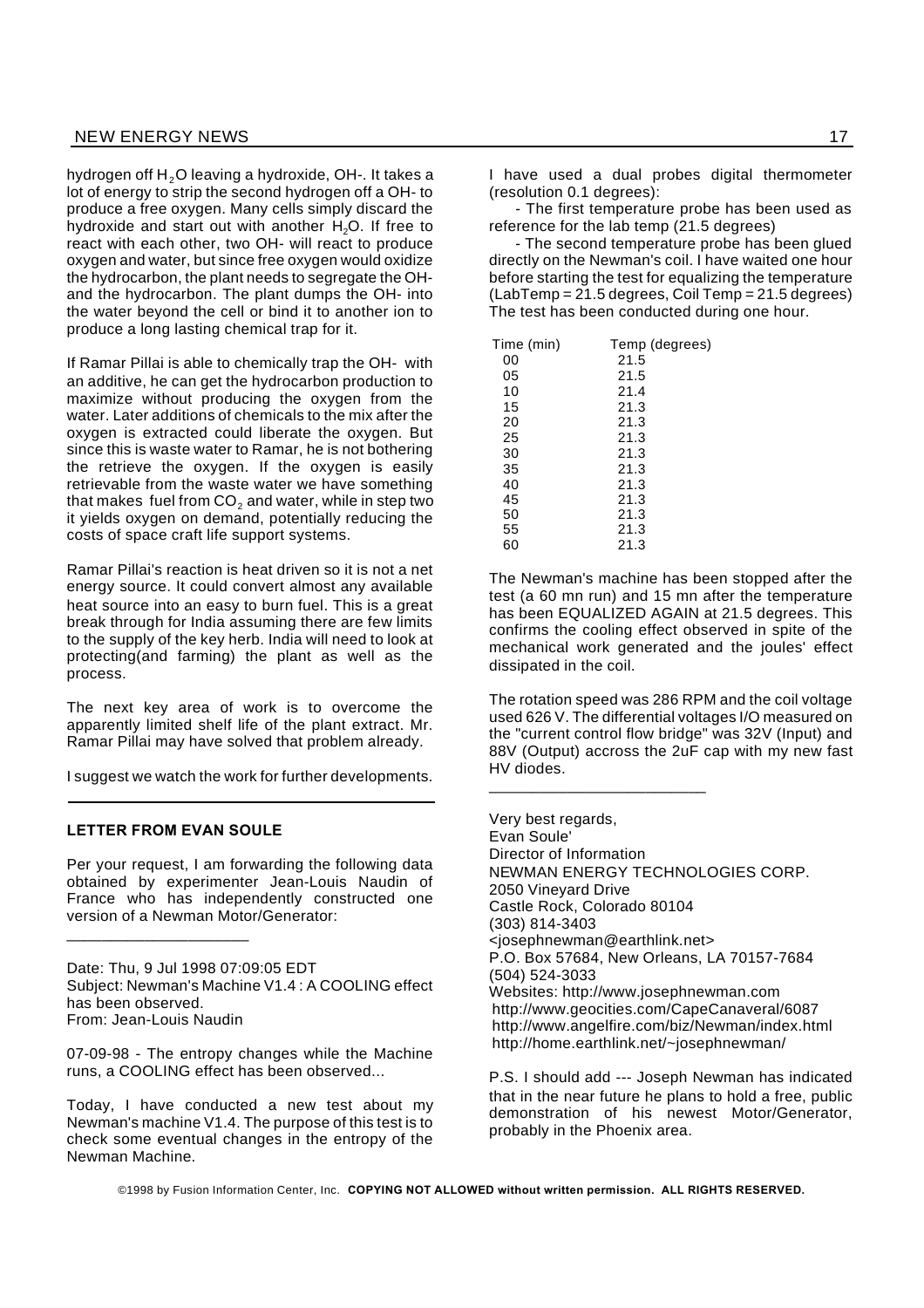hydrogen off $H_2O$ leaving a hydroxide, OH-. It takes a lot of energy to strip the second hydrogen off a OH- to produce a free oxygen. Many cells simply discard the hydroxide and start out with another $H_2O$. If free to react with each other, two OH- will react to produce oxygen and water, but since free oxygen would oxidize the hydrocarbon, the plant needs to segregate the OH- and the hydrocarbon. The plant dumps the OH- into the water beyond the cell or bind it to another ion to produce a long lasting chemical trap for it.

If Ramar Pillai is able to chemically trap the OH- with an additive, he can get the hydrocarbon production to maximize without producing the oxygen from the water. Later additions of chemicals to the mix after the oxygen is extracted could liberate the oxygen. But since this is waste water to Ramar, he is not bothering the retrieve the oxygen. If the oxygen is easily retrievable from the waste water we have something that makes fuel from $CO_2$ and water, while in step two it yields oxygen on demand, potentially reducing the costs of space craft life support systems.

Ramar Pillai's reaction is heat driven so it is not a net energy source. It could convert almost any available heat source into an easy to burn fuel. This is a great break through for India assuming there are few limits to the supply of the key herb. India will need to look at protecting(and farming) the plant as well as the process.

The next key area of work is to overcome the apparently limited shelf life of the plant extract. Mr. Ramar Pillai may have solved that problem already.

I suggest we watch the work for further developments.

---

### LETTER FROM EVAN SOULE

Per your request, I am forwarding the following data obtained by experimenter Jean-Louis Naudin of France who has independently constructed one version of a Newman Motor/Generator:

---

Date: Thu, 9 Jul 1998 07:09:05 EDT
Subject: Newman's Machine V1.4 : A COOLING effect has been observed.
From: Jean-Louis Naudin

07-09-98 - The entropy changes while the Machine runs, a COOLING effect has been observed...

Today, I have conducted a new test about my Newman's machine V1.4. The purpose of this test is to check some eventual changes in the entropy of the Newman Machine.

I have used a dual probes digital thermometer (resolution 0.1 degrees):

- The first temperature probe has been used as reference for the lab temp (21.5 degrees)
- The second temperature probe has been glued directly on the Newman's coil. I have waited one hour before starting the test for equalizing the temperature (LabTemp = 21.5 degrees, Coil Temp = 21.5 degrees) The test has been conducted during one hour.

| Time (min) | Temp (degrees) |
|---|---|
| 00 | 21.5 |
| 05 | 21.5 |
| 10 | 21.4 |
| 15 | 21.3 |
| 20 | 21.3 |
| 25 | 21.3 |
| 30 | 21.3 |
| 35 | 21.3 |
| 40 | 21.3 |
| 45 | 21.3 |
| 50 | 21.3 |
| 55 | 21.3 |
| 60 | 21.3 |

The Newman's machine has been stopped after the test (a 60 mn run) and 15 mn after the temperature has been EQUALIZED AGAIN at 21.5 degrees. This confirms the cooling effect observed in spite of the mechanical work generated and the joules' effect dissipated in the coil.

The rotation speed was 286 RPM and the coil voltage used 626 V. The differential voltages I/O measured on the "current control flow bridge" was 32V (Input) and 88V (Output) accross the 2uF cap with my new fast HV diodes.

---

Very best regards,
Evan Soule'
Director of Information
NEWMAN ENERGY TECHNOLOGIES CORP.
2050 Vineyard Drive
Castle Rock, Colorado 80104
(303) 814-3403
<josephnewman@earthlink.net>
P.O. Box 57684, New Orleans, LA 70157-7684
(504) 524-3033
Websites: http://www.josephnewman.com
http://www.geocities.com/CapeCanaveral/6087
http://www.angelfire.com/biz/Newman/index.html
http://home.earthlink.net/~josephnewman/

P.S. I should add --- Joseph Newman has indicated that in the near future he plans to hold a free, public demonstration of his newest Motor/Generator, probably in the Phoenix area.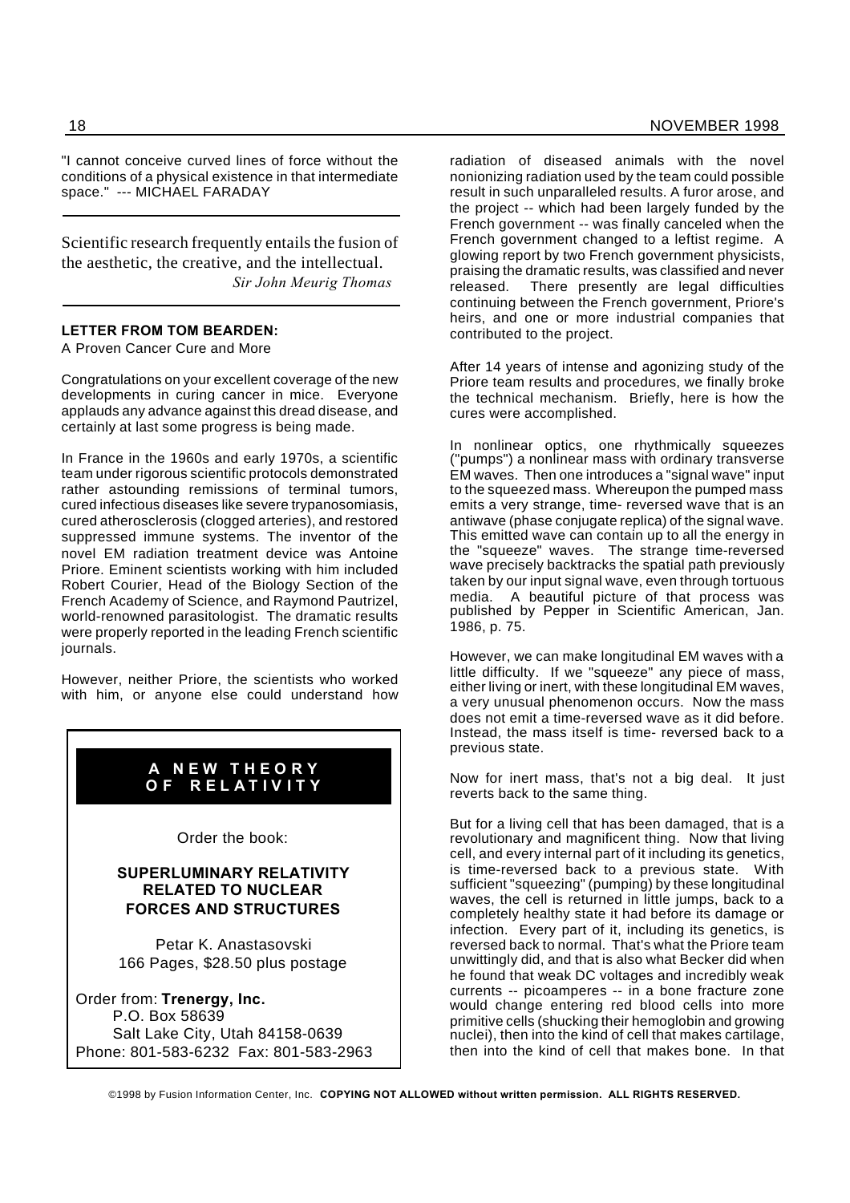"I cannot conceive curved lines of force without the conditions of a physical existence in that intermediate space." --- MICHAEL FARADAY

---

Scientific research frequently entails the fusion of the aesthetic, the creative, and the intellectual.

*Sir John Meurig Thomas*

---

**LETTER FROM TOM BEARDEN:**

A Proven Cancer Cure and More

Congratulations on your excellent coverage of the new developments in curing cancer in mice. Everyone applauds any advance against this dread disease, and certainly at last some progress is being made.

In France in the 1960s and early 1970s, a scientific team under rigorous scientific protocols demonstrated rather astounding remissions of terminal tumors, cured infectious diseases like severe trypanosomiasis, cured atherosclerosis (clogged arteries), and restored suppressed immune systems. The inventor of the novel EM radiation treatment device was Antoine Priore. Eminent scientists working with him included Robert Courier, Head of the Biology Section of the French Academy of Science, and Raymond Pautrizel, world-renowned parasitologist. The dramatic results were properly reported in the leading French scientific journals.

However, neither Priore, the scientists who worked with him, or anyone else could understand how radiation of diseased animals with the novel nonionizing radiation used by the team could possible result in such unparalleled results. A furor arose, and the project -- which had been largely funded by the French government -- was finally canceled when the French government changed to a leftist regime. A glowing report by two French government physicists, praising the dramatic results, was classified and never released. There presently are legal difficulties continuing between the French government, Priore's heirs, and one or more industrial companies that contributed to the project.

After 14 years of intense and agonizing study of the Priore team results and procedures, we finally broke the technical mechanism. Briefly, here is how the cures were accomplished.

In nonlinear optics, one rhythmically squeezes ("pumps") a nonlinear mass with ordinary transverse EM waves. Then one introduces a "signal wave" input to the squeezed mass. Whereupon the pumped mass emits a very strange, time- reversed wave that is an antiwave (phase conjugate replica) of the signal wave. This emitted wave can contain up to all the energy in the "squeeze" waves. The strange time-reversed wave precisely backtracks the spatial path previously taken by our input signal wave, even through tortuous media. A beautiful picture of that process was published by Pepper in Scientific American, Jan. 1986, p. 75.

However, we can make longitudinal EM waves with a little difficulty. If we "squeeze" any piece of mass, either living or inert, with these longitudinal EM waves, a very unusual phenomenon occurs. Now the mass does not emit a time-reversed wave as it did before. Instead, the mass itself is time- reversed back to a previous state.

Now for inert mass, that's not a big deal. It just reverts back to the same thing.

But for a living cell that has been damaged, that is a revolutionary and magnificent thing. Now that living cell, and every internal part of it including its genetics, is time-reversed back to a previous state. With sufficient "squeezing" (pumping) by these longitudinal waves, the cell is returned in little jumps, back to a completely healthy state it had before its damage or infection. Every part of it, including its genetics, is reversed back to normal. That's what the Priore team unwittingly did, and that is also what Becker did when he found that weak DC voltages and incredibly weak currents -- picoamperes -- in a bone fracture zone would change entering red blood cells into more primitive cells (shucking their hemoglobin and growing nuclei), then into the kind of cell that makes cartilage, then into the kind of cell that makes bone. In that

---

**A NEW THEORY OF RELATIVITY**

Order the book:

**SUPERLUMINARY RELATIVITY RELATED TO NUCLEAR FORCES AND STRUCTURES**

Petar K. Anastasovski
166 Pages, $28.50 plus postage

Order from: **Trenergy, Inc.**
P.O. Box 58639
Salt Lake City, Utah 84158-0639
Phone: 801-583-6232 Fax: 801-583-2963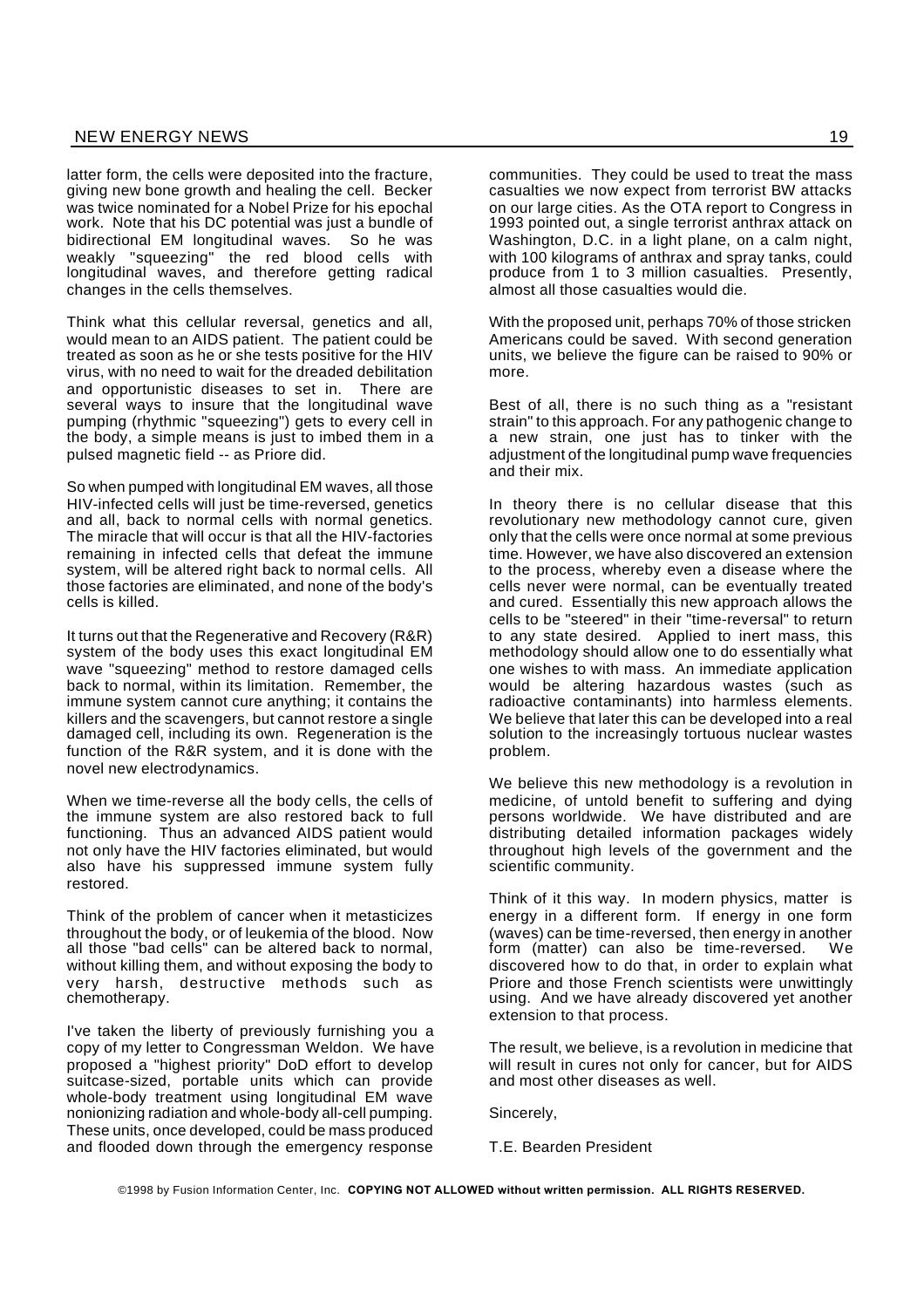latter form, the cells were deposited into the fracture, giving new bone growth and healing the cell. Becker was twice nominated for a Nobel Prize for his epochal work. Note that his DC potential was just a bundle of bidirectional EM longitudinal waves. So he was weakly "squeezing" the red blood cells with longitudinal waves, and therefore getting radical changes in the cells themselves.

Think what this cellular reversal, genetics and all, would mean to an AIDS patient. The patient could be treated as soon as he or she tests positive for the HIV virus, with no need to wait for the dreaded debilitation and opportunistic diseases to set in. There are several ways to insure that the longitudinal wave pumping (rhythmic "squeezing") gets to every cell in the body, a simple means is just to imbed them in a pulsed magnetic field -- as Priore did.

So when pumped with longitudinal EM waves, all those HIV-infected cells will just be time-reversed, genetics and all, back to normal cells with normal genetics. The miracle that will occur is that all the HIV-factories remaining in infected cells that defeat the immune system, will be altered right back to normal cells. All those factories are eliminated, and none of the body's cells is killed.

It turns out that the Regenerative and Recovery (R&R) system of the body uses this exact longitudinal EM wave "squeezing" method to restore damaged cells back to normal, within its limitation. Remember, the immune system cannot cure anything; it contains the killers and the scavengers, but cannot restore a single damaged cell, including its own. Regeneration is the function of the R&R system, and it is done with the novel new electrodynamics.

When we time-reverse all the body cells, the cells of the immune system are also restored back to full functioning. Thus an advanced AIDS patient would not only have the HIV factories eliminated, but would also have his suppressed immune system fully restored.

Think of the problem of cancer when it metasticizes throughout the body, or of leukemia of the blood. Now all those "bad cells" can be altered back to normal, without killing them, and without exposing the body to very harsh, destructive methods such as chemotherapy.

I've taken the liberty of previously furnishing you a copy of my letter to Congressman Weldon. We have proposed a "highest priority" DoD effort to develop suitcase-sized, portable units which can provide whole-body treatment using longitudinal EM wave nonionizing radiation and whole-body all-cell pumping. These units, once developed, could be mass produced and flooded down through the emergency response communities. They could be used to treat the mass casualties we now expect from terrorist BW attacks on our large cities. As the OTA report to Congress in 1993 pointed out, a single terrorist anthrax attack on Washington, D.C. in a light plane, on a calm night, with 100 kilograms of anthrax and spray tanks, could produce from 1 to 3 million casualties. Presently, almost all those casualties would die.

With the proposed unit, perhaps 70% of those stricken Americans could be saved. With second generation units, we believe the figure can be raised to 90% or more.

Best of all, there is no such thing as a "resistant strain" to this approach. For any pathogenic change to a new strain, one just has to tinker with the adjustment of the longitudinal pump wave frequencies and their mix.

In theory there is no cellular disease that this revolutionary new methodology cannot cure, given only that the cells were once normal at some previous time. However, we have also discovered an extension to the process, whereby even a disease where the cells never were normal, can be eventually treated and cured. Essentially this new approach allows the cells to be "steered" in their "time-reversal" to return to any state desired. Applied to inert mass, this methodology should allow one to do essentially what one wishes to with mass. An immediate application would be altering hazardous wastes (such as radioactive contaminants) into harmless elements. We believe that later this can be developed into a real solution to the increasingly tortuous nuclear wastes problem.

We believe this new methodology is a revolution in medicine, of untold benefit to suffering and dying persons worldwide. We have distributed and are distributing detailed information packages widely throughout high levels of the government and the scientific community.

Think of it this way. In modern physics, matter is energy in a different form. If energy in one form (waves) can be time-reversed, then energy in another form (matter) can also be time-reversed. We discovered how to do that, in order to explain what Priore and those French scientists were unwittingly using. And we have already discovered yet another extension to that process.

The result, we believe, is a revolution in medicine that will result in cures not only for cancer, but for AIDS and most other diseases as well.

Sincerely,

T.E. Bearden President

©1998 by Fusion Information Center, Inc. **COPYING NOT ALLOWED without written permission. ALL RIGHTS RESERVED.**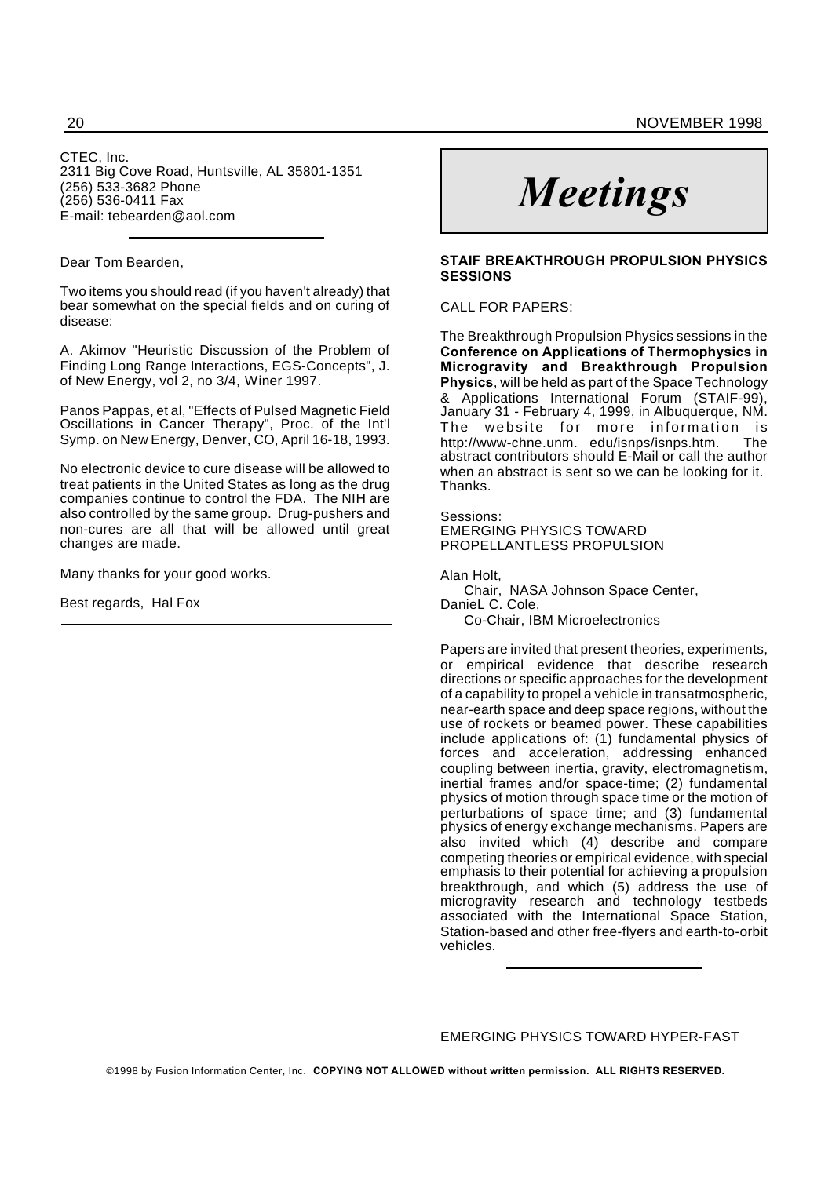CTEC, Inc.
2311 Big Cove Road, Huntsville, AL 35801-1351
(256) 533-3682 Phone
(256) 536-0411 Fax
E-mail: tebearden@aol.com

---

Dear Tom Bearden,

Two items you should read (if you haven't already) that bear somewhat on the special fields and on curing of disease:

A. Akimov "Heuristic Discussion of the Problem of Finding Long Range Interactions, EGS-Concepts", J. of New Energy, vol 2, no 3/4, Winer 1997.

Panos Pappas, et al, "Effects of Pulsed Magnetic Field Oscillations in Cancer Therapy", Proc. of the Int'l Symp. on New Energy, Denver, CO, April 16-18, 1993.

No electronic device to cure disease will be allowed to treat patients in the United States as long as the drug companies continue to control the FDA. The NIH are also controlled by the same group. Drug-pushers and non-cures are all that will be allowed until great changes are made.

Many thanks for your good works.

Best regards, Hal Fox

---

# *Meetings*

### STAIF BREAKTHROUGH PROPULSION PHYSICS SESSIONS

CALL FOR PAPERS:

The Breakthrough Propulsion Physics sessions in the **Conference on Applications of Thermophysics in Microgravity and Breakthrough Propulsion Physics**, will be held as part of the Space Technology & Applications International Forum (STAIF-99), January 31 - February 4, 1999, in Albuquerque, NM. The website for more information is http://www-chne.unm. edu/isnps/isnps.htm. The abstract contributors should E-Mail or call the author when an abstract is sent so we can be looking for it. Thanks.

Sessions:
EMERGING PHYSICS TOWARD PROPELLANTLESS PROPULSION

Alan Holt,
Chair, NASA Johnson Space Center,
DanieL C. Cole,
Co-Chair, IBM Microelectronics

Papers are invited that present theories, experiments, or empirical evidence that describe research directions or specific approaches for the development of a capability to propel a vehicle in transatmospheric, near-earth space and deep space regions, without the use of rockets or beamed power. These capabilities include applications of: (1) fundamental physics of forces and acceleration, addressing enhanced coupling between inertia, gravity, electromagnetism, inertial frames and/or space-time; (2) fundamental physics of motion through space time or the motion of perturbations of space time; and (3) fundamental physics of energy exchange mechanisms. Papers are also invited which (4) describe and compare competing theories or empirical evidence, with special emphasis to their potential for achieving a propulsion breakthrough, and which (5) address the use of microgravity research and technology testbeds associated with the International Space Station, Station-based and other free-flyers and earth-to-orbit vehicles.

---

EMERGING PHYSICS TOWARD HYPER-FAST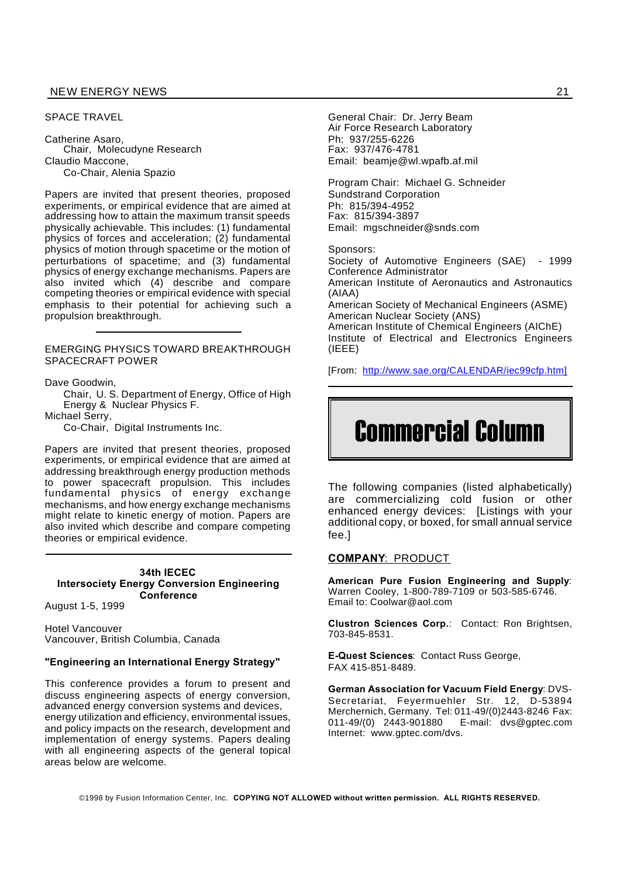SPACE TRAVEL

Catherine Asaro,
Chair, Molecudyne Research
Claudio Maccone,
Co-Chair, Alenia Spazio

Papers are invited that present theories, proposed experiments, or empirical evidence that are aimed at addressing how to attain the maximum transit speeds physically achievable. This includes: (1) fundamental physics of forces and acceleration; (2) fundamental physics of motion through spacetime or the motion of perturbations of spacetime; and (3) fundamental physics of energy exchange mechanisms. Papers are also invited which (4) describe and compare competing theories or empirical evidence with special emphasis to their potential for achieving such a propulsion breakthrough.

---

EMERGING PHYSICS TOWARD BREAKTHROUGH SPACECRAFT POWER

Dave Goodwin,
Chair, U. S. Department of Energy, Office of High Energy & Nuclear Physics F.
Michael Serry,
Co-Chair, Digital Instruments Inc.

Papers are invited that present theories, proposed experiments, or empirical evidence that are aimed at addressing breakthrough energy production methods to power spacecraft propulsion. This includes fundamental physics of energy exchange mechanisms, and how energy exchange mechanisms might relate to kinetic energy of motion. Papers are also invited which describe and compare competing theories or empirical evidence.

---

**34th IECEC**
**Intersociety Energy Conversion Engineering Conference**

August 1-5, 1999

Hotel Vancouver
Vancouver, British Columbia, Canada

**"Engineering an International Energy Strategy"**

This conference provides a forum to present and discuss engineering aspects of energy conversion, advanced energy conversion systems and devices, energy utilization and efficiency, environmental issues, and policy impacts on the research, development and implementation of energy systems. Papers dealing with all engineering aspects of the general topical areas below are welcome.

General Chair: Dr. Jerry Beam
Air Force Research Laboratory
Ph: 937/255-6226
Fax: 937/476-4781
Email: beamje@wl.wpafb.af.mil

Program Chair: Michael G. Schneider
Sundstrand Corporation
Ph: 815/394-4952
Fax: 815/394-3897
Email: mgschneider@snds.com

Sponsors:
Society of Automotive Engineers (SAE) - 1999 Conference Administrator
American Institute of Aeronautics and Astronautics (AIAA)
American Society of Mechanical Engineers (ASME)
American Nuclear Society (ANS)
American Institute of Chemical Engineers (AIChE)
Institute of Electrical and Electronics Engineers (IEEE)

[From: http://www.sae.org/CALENDAR/iec99cfp.htm]

---

# Commercial Column

The following companies (listed alphabetically) are commercializing cold fusion or other enhanced energy devices: [Listings with your additional copy, or boxed, for small annual service fee.]

**COMPANY**: PRODUCT

**American Pure Fusion Engineering and Supply**: Warren Cooley, 1-800-789-7109 or 503-585-6746. Email to: Coolwar@aol.com

**Clustron Sciences Corp.**: Contact: Ron Brightsen, 703-845-8531.

**E-Quest Sciences**: Contact Russ George, FAX 415-851-8489.

**German Association for Vacuum Field Energy**: DVS-Secretariat, Feyermuehler Str. 12, D-53894 Merchernich, Germany. Tel: 011-49/(0)2443-8246 Fax: 011-49/(0) 2443-901880 E-mail: dvs@gptec.com Internet: www.gptec.com/dvs.

©1998 by Fusion Information Center, Inc. **COPYING NOT ALLOWED without written permission. ALL RIGHTS RESERVED.**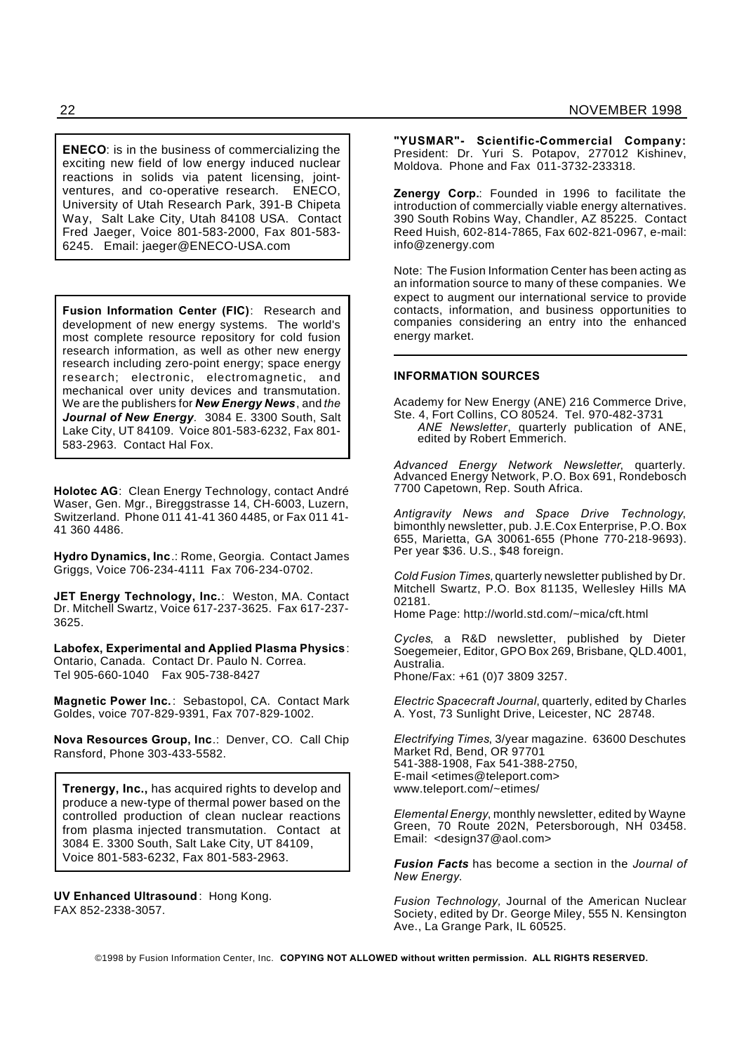**ENECO**: is in the business of commercializing the exciting new field of low energy induced nuclear reactions in solids via patent licensing, joint-ventures, and co-operative research. ENECO, University of Utah Research Park, 391-B Chipeta Way, Salt Lake City, Utah 84108 USA. Contact Fred Jaeger, Voice 801-583-2000, Fax 801-583-6245. Email: jaeger@ENECO-USA.com

**Fusion Information Center (FIC)**: Research and development of new energy systems. The world's most complete resource repository for cold fusion research information, as well as other new energy research including zero-point energy; space energy research; electronic, electromagnetic, and mechanical over unity devices and transmutation. We are the publishers for ***New Energy News***, and *the* ***Journal of New Energy***. 3084 E. 3300 South, Salt Lake City, UT 84109. Voice 801-583-6232, Fax 801-583-2963. Contact Hal Fox.

**Holotec AG**: Clean Energy Technology, contact André Waser, Gen. Mgr., Bireggstrasse 14, CH-6003, Luzern, Switzerland. Phone 011 41-41 360 4485, or Fax 011 41-41 360 4486.

**Hydro Dynamics, Inc**.: Rome, Georgia. Contact James Griggs, Voice 706-234-4111 Fax 706-234-0702.

**JET Energy Technology, Inc.**: Weston, MA. Contact Dr. Mitchell Swartz, Voice 617-237-3625. Fax 617-237-3625.

**Labofex, Experimental and Applied Plasma Physics**: Ontario, Canada. Contact Dr. Paulo N. Correa. Tel 905-660-1040 Fax 905-738-8427

**Magnetic Power Inc.**: Sebastopol, CA. Contact Mark Goldes, voice 707-829-9391, Fax 707-829-1002.

**Nova Resources Group, Inc**.: Denver, CO. Call Chip Ransford, Phone 303-433-5582.

**Trenergy, Inc.,** has acquired rights to develop and produce a new-type of thermal power based on the controlled production of clean nuclear reactions from plasma injected transmutation. Contact at 3084 E. 3300 South, Salt Lake City, UT 84109, Voice 801-583-6232, Fax 801-583-2963.

**UV Enhanced Ultrasound**: Hong Kong. FAX 852-2338-3057.

**"YUSMAR"- Scientific-Commercial Company:** President: Dr. Yuri S. Potapov, 277012 Kishinev, Moldova. Phone and Fax 011-3732-233318.

**Zenergy Corp.**: Founded in 1996 to facilitate the introduction of commercially viable energy alternatives. 390 South Robins Way, Chandler, AZ 85225. Contact Reed Huish, 602-814-7865, Fax 602-821-0967, e-mail: info@zenergy.com

Note: The Fusion Information Center has been acting as an information source to many of these companies. We expect to augment our international service to provide contacts, information, and business opportunities to companies considering an entry into the enhanced energy market.

---

**INFORMATION SOURCES**

Academy for New Energy (ANE) 216 Commerce Drive, Ste. 4, Fort Collins, CO 80524. Tel. 970-482-3731
*ANE Newsletter*, quarterly publication of ANE, edited by Robert Emmerich.

*Advanced Energy Network Newsletter*, quarterly. Advanced Energy Network, P.O. Box 691, Rondebosch 7700 Capetown, Rep. South Africa.

*Antigravity News and Space Drive Technology*, bimonthly newsletter, pub. J.E.Cox Enterprise, P.O. Box 655, Marietta, GA 30061-655 (Phone 770-218-9693). Per year $36. U.S., $48 foreign.

*Cold Fusion Times,* quarterly newsletter published by Dr. Mitchell Swartz, P.O. Box 81135, Wellesley Hills MA 02181.
Home Page: http://world.std.com/~mica/cft.html

*Cycles*, a R&D newsletter, published by Dieter Soegemeier, Editor, GPO Box 269, Brisbane, QLD.4001, Australia.
Phone/Fax: +61 (0)7 3809 3257.

*Electric Spacecraft Journal*, quarterly, edited by Charles A. Yost, 73 Sunlight Drive, Leicester, NC 28748.

*Electrifying Times*, 3/year magazine. 63600 Deschutes Market Rd, Bend, OR 97701
541-388-1908, Fax 541-388-2750,
E-mail <etimes@teleport.com>
www.teleport.com/~etimes/

*Elemental Energy*, monthly newsletter, edited by Wayne Green, 70 Route 202N, Petersborough, NH 03458. Email: <design37@aol.com>

***Fusion Facts*** has become a section in the *Journal of New Energy*.

*Fusion Technology*, Journal of the American Nuclear Society, edited by Dr. George Miley, 555 N. Kensington Ave., La Grange Park, IL 60525.

©1998 by Fusion Information Center, Inc. **COPYING NOT ALLOWED without written permission. ALL RIGHTS RESERVED.**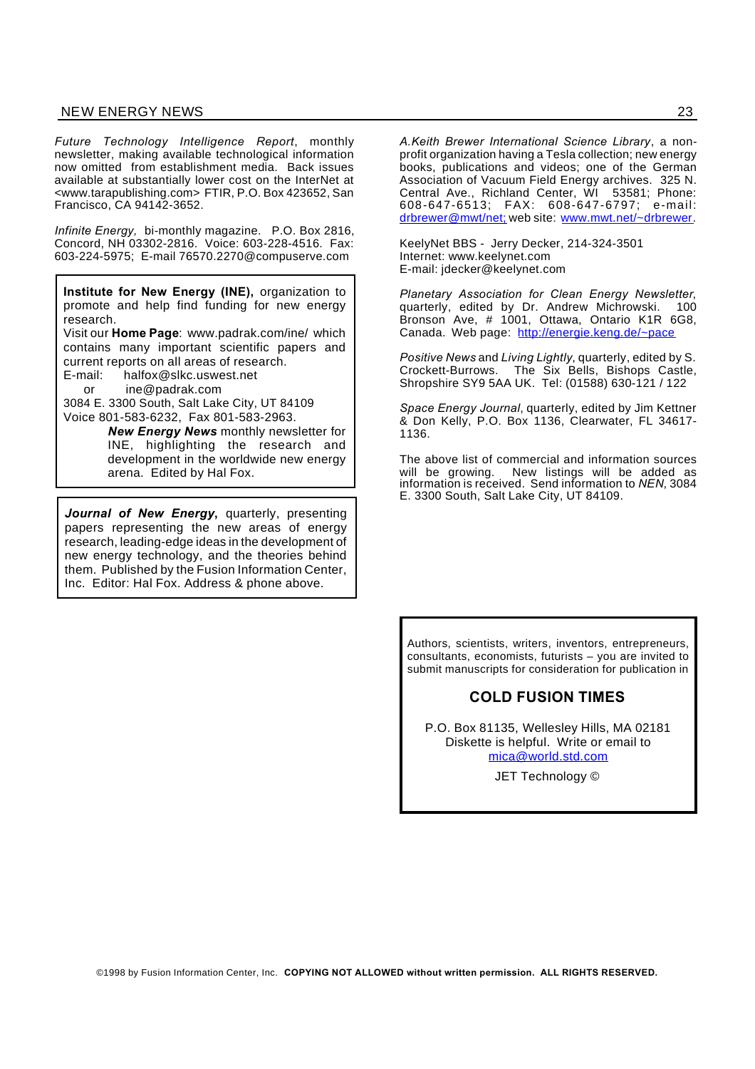*Future Technology Intelligence Report*, monthly newsletter, making available technological information now omitted from establishment media. Back issues available at substantially lower cost on the InterNet at <www.tarapublishing.com> FTIR, P.O. Box 423652, San Francisco, CA 94142-3652.

*Infinite Energy,* bi-monthly magazine. P.O. Box 2816, Concord, NH 03302-2816. Voice: 603-228-4516. Fax: 603-224-5975; E-mail 76570.2270@compuserve.com

**Institute for New Energy (INE),** organization to promote and help find funding for new energy research.
Visit our **Home Page**: www.padrak.com/ine/ which contains many important scientific papers and current reports on all areas of research.
E-mail: halfox@slkc.uswest.net
or ine@padrak.com
3084 E. 3300 South, Salt Lake City, UT 84109
Voice 801-583-6232, Fax 801-583-2963.

***New Energy News*** monthly newsletter for INE, highlighting the research and development in the worldwide new energy arena. Edited by Hal Fox.

***Journal of New Energy,*** quarterly, presenting papers representing the new areas of energy research, leading-edge ideas in the development of new energy technology, and the theories behind them. Published by the Fusion Information Center, Inc. Editor: Hal Fox. Address & phone above.

*A.Keith Brewer International Science Library*, a non-profit organization having a Tesla collection; new energy books, publications and videos; one of the German Association of Vacuum Field Energy archives. 325 N. Central Ave., Richland Center, WI 53581; Phone: 608-647-6513; FAX: 608-647-6797; e-mail: drbrewer@mwt/net; web site: www.mwt.net/~drbrewer.

KeelyNet BBS - Jerry Decker, 214-324-3501
Internet: www.keelynet.com
E-mail: jdecker@keelynet.com

*Planetary Association for Clean Energy Newsletter*, quarterly, edited by Dr. Andrew Michrowski. 100 Bronson Ave, # 1001, Ottawa, Ontario K1R 6G8, Canada. Web page: http://energie.keng.de/~pace

*Positive News* and *Living Lightly*, quarterly, edited by S. Crockett-Burrows. The Six Bells, Bishops Castle, Shropshire SY9 5AA UK. Tel: (01588) 630-121 / 122

*Space Energy Journal*, quarterly, edited by Jim Kettner & Don Kelly, P.O. Box 1136, Clearwater, FL 34617-1136.

The above list of commercial and information sources will be growing. New listings will be added as information is received. Send information to *NEN*, 3084 E. 3300 South, Salt Lake City, UT 84109.

Authors, scientists, writers, inventors, entrepreneurs, consultants, economists, futurists – you are invited to submit manuscripts for consideration for publication in

**COLD FUSION TIMES**

P.O. Box 81135, Wellesley Hills, MA 02181
Diskette is helpful. Write or email to
mica@world.std.com

JET Technology ©

©1998 by Fusion Information Center, Inc. **COPYING NOT ALLOWED without written permission. ALL RIGHTS RESERVED.**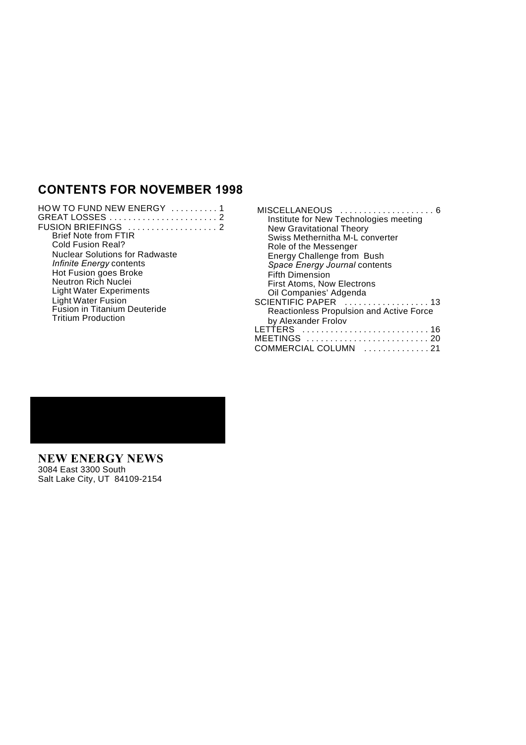## CONTENTS FOR NOVEMBER 1998

HOW TO FUND NEW ENERGY . . . . . . . . . . 1
GREAT LOSSES . . . . . . . . . . . . . . . . . . . . . . . 2
FUSION BRIEFINGS . . . . . . . . . . . . . . . . . . . 2
- Brief Note from FTIR
- Cold Fusion Real?
- Nuclear Solutions for Radwaste
- *Infinite Energy* contents
- Hot Fusion goes Broke
- Neutron Rich Nuclei
- Light Water Experiments
- Light Water Fusion
- Fusion in Titanium Deuteride
- Tritium Production

MISCELLANEOUS . . . . . . . . . . . . . . . . . . . . 6
- Institute for New Technologies meeting
- New Gravitational Theory
- Swiss Methernitha M-L converter
- Role of the Messenger
- Energy Challenge from Bush
- *Space Energy Journal* contents
- Fifth Dimension
- First Atoms, Now Electrons
- Oil Companies' Adgenda

SCIENTIFIC PAPER . . . . . . . . . . . . . . . . . . 13
- Reactionless Propulsion and Active Force by Alexander Frolov

LETTERS . . . . . . . . . . . . . . . . . . . . . . . . . . . 16
MEETINGS . . . . . . . . . . . . . . . . . . . . . . . . . . 20
COMMERCIAL COLUMN . . . . . . . . . . . . . . 21

**NEW ENERGY NEWS**
3084 East 3300 South
Salt Lake City, UT 84109-2154